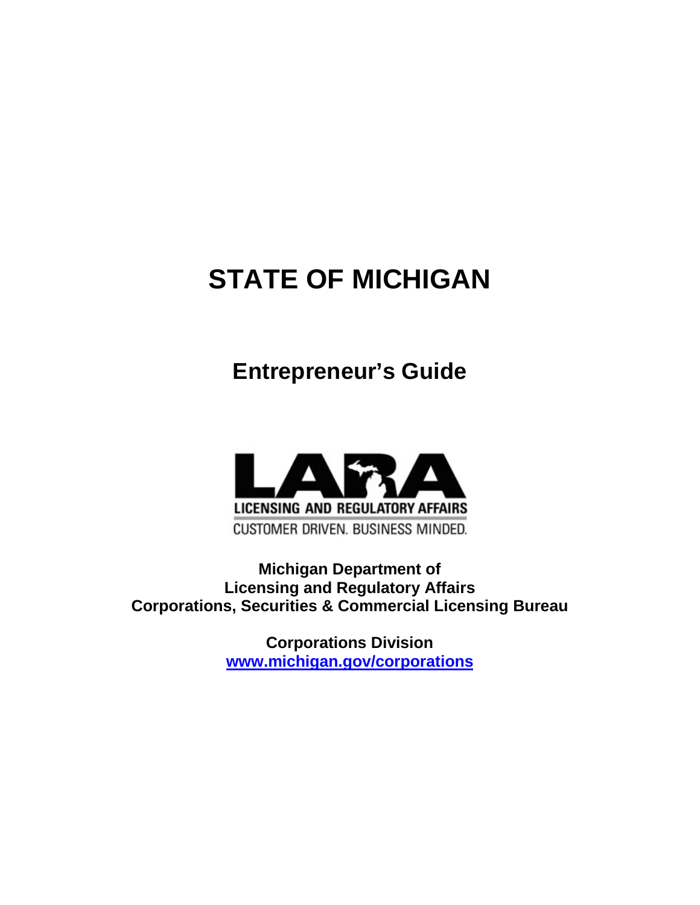# STATE OF MICHIGAN

## Entrepreneur's Guide

LARA
LICENSING AND REGULATORY AFFAIRS
CUSTOMER DRIVEN. BUSINESS MINDED.

**Michigan Department of**
**Licensing and Regulatory Affairs**
**Corporations, Securities & Commercial Licensing Bureau**

**Corporations Division**
**[www.michigan.gov/corporations](http://www.michigan.gov/corporations)**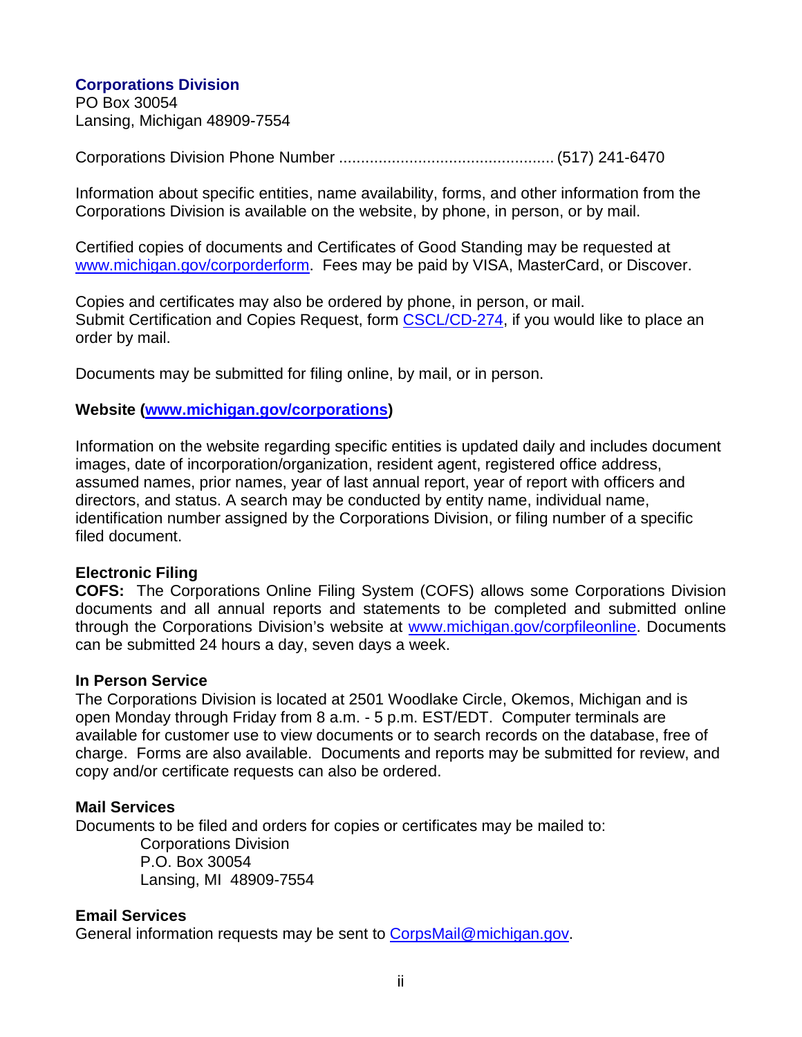## Corporations Division

PO Box 30054
Lansing, Michigan 48909-7554

Corporations Division Phone Number ................................................ (517) 241-6470

Information about specific entities, name availability, forms, and other information from the Corporations Division is available on the website, by phone, in person, or by mail.

Certified copies of documents and Certificates of Good Standing may be requested at [www.michigan.gov/corporderform](www.michigan.gov/corporderform). Fees may be paid by VISA, MasterCard, or Discover.

Copies and certificates may also be ordered by phone, in person, or mail.
Submit Certification and Copies Request, form CSCL/CD-274, if you would like to place an order by mail.

Documents may be submitted for filing online, by mail, or in person.

**Website ([www.michigan.gov/corporations](www.michigan.gov/corporations))**

Information on the website regarding specific entities is updated daily and includes document images, date of incorporation/organization, resident agent, registered office address, assumed names, prior names, year of last annual report, year of report with officers and directors, and status. A search may be conducted by entity name, individual name, identification number assigned by the Corporations Division, or filing number of a specific filed document.

**Electronic Filing**

**COFS:** The Corporations Online Filing System (COFS) allows some Corporations Division documents and all annual reports and statements to be completed and submitted online through the Corporations Division's website at [www.michigan.gov/corpfileonline](www.michigan.gov/corpfileonline). Documents can be submitted 24 hours a day, seven days a week.

**In Person Service**

The Corporations Division is located at 2501 Woodlake Circle, Okemos, Michigan and is open Monday through Friday from 8 a.m. - 5 p.m. EST/EDT. Computer terminals are available for customer use to view documents or to search records on the database, free of charge. Forms are also available. Documents and reports may be submitted for review, and copy and/or certificate requests can also be ordered.

**Mail Services**

Documents to be filed and orders for copies or certificates may be mailed to:

Corporations Division
P.O. Box 30054
Lansing, MI 48909-7554

**Email Services**

General information requests may be sent to CorpsMail@michigan.gov.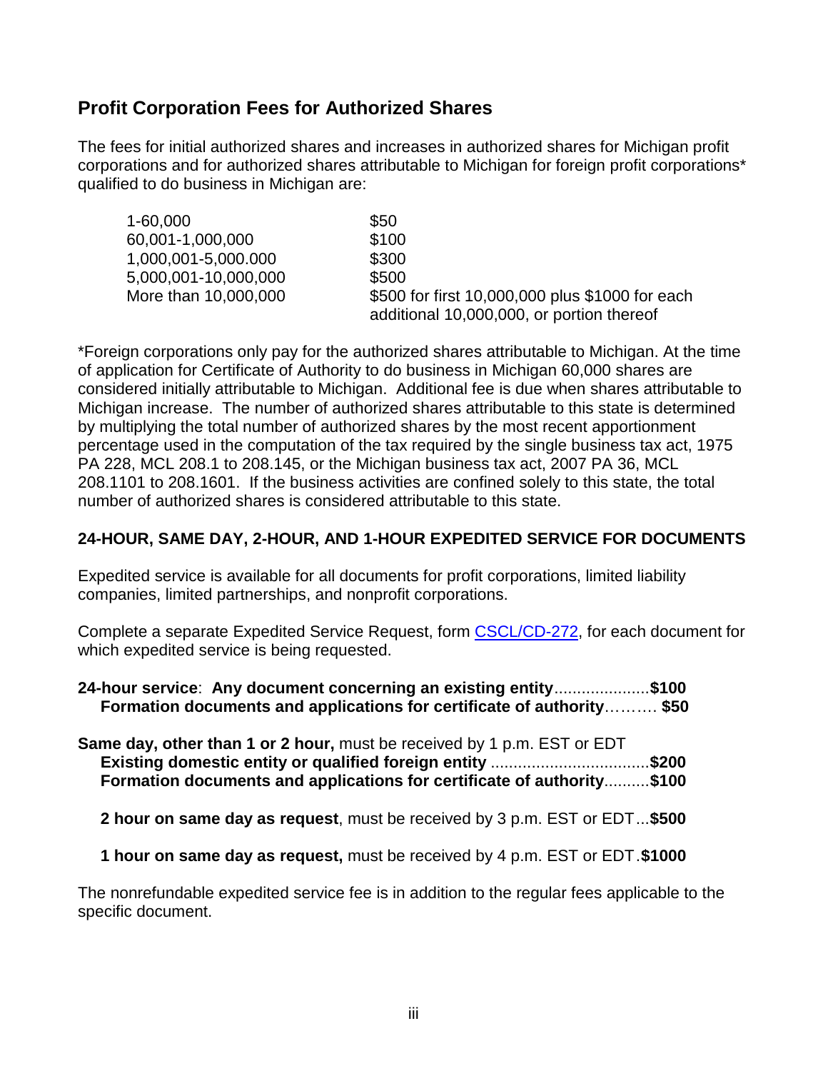## Profit Corporation Fees for Authorized Shares

The fees for initial authorized shares and increases in authorized shares for Michigan profit corporations and for authorized shares attributable to Michigan for foreign profit corporations* qualified to do business in Michigan are:

| | |
|---|---|
| 1-60,000 | $50 |
| 60,001-1,000,000 | $100 |
| 1,000,001-5,000.000 | $300 |
| 5,000,001-10,000,000 | $500 |
| More than 10,000,000 | $500 for first 10,000,000 plus $1000 for each additional 10,000,000, or portion thereof |

*Foreign corporations only pay for the authorized shares attributable to Michigan. At the time of application for Certificate of Authority to do business in Michigan 60,000 shares are considered initially attributable to Michigan. Additional fee is due when shares attributable to Michigan increase. The number of authorized shares attributable to this state is determined by multiplying the total number of authorized shares by the most recent apportionment percentage used in the computation of the tax required by the single business tax act, 1975 PA 228, MCL 208.1 to 208.145, or the Michigan business tax act, 2007 PA 36, MCL 208.1101 to 208.1601. If the business activities are confined solely to this state, the total number of authorized shares is considered attributable to this state.

### 24-HOUR, SAME DAY, 2-HOUR, AND 1-HOUR EXPEDITED SERVICE FOR DOCUMENTS

Expedited service is available for all documents for profit corporations, limited liability companies, limited partnerships, and nonprofit corporations.

Complete a separate Expedited Service Request, form CSCL/CD-272, for each document for which expedited service is being requested.

**24-hour service**: **Any document concerning an existing entity**.....................**$100**
**Formation documents and applications for certificate of authority**………. **$50**

**Same day, other than 1 or 2 hour,** must be received by 1 p.m. EST or EDT
**Existing domestic entity or qualified foreign entity** ..................................**$200**
**Formation documents and applications for certificate of authority**..........**$100**

**2 hour on same day as request**, must be received by 3 p.m. EST or EDT...**$500**

**1 hour on same day as request,** must be received by 4 p.m. EST or EDT.**$1000**

The nonrefundable expedited service fee is in addition to the regular fees applicable to the specific document.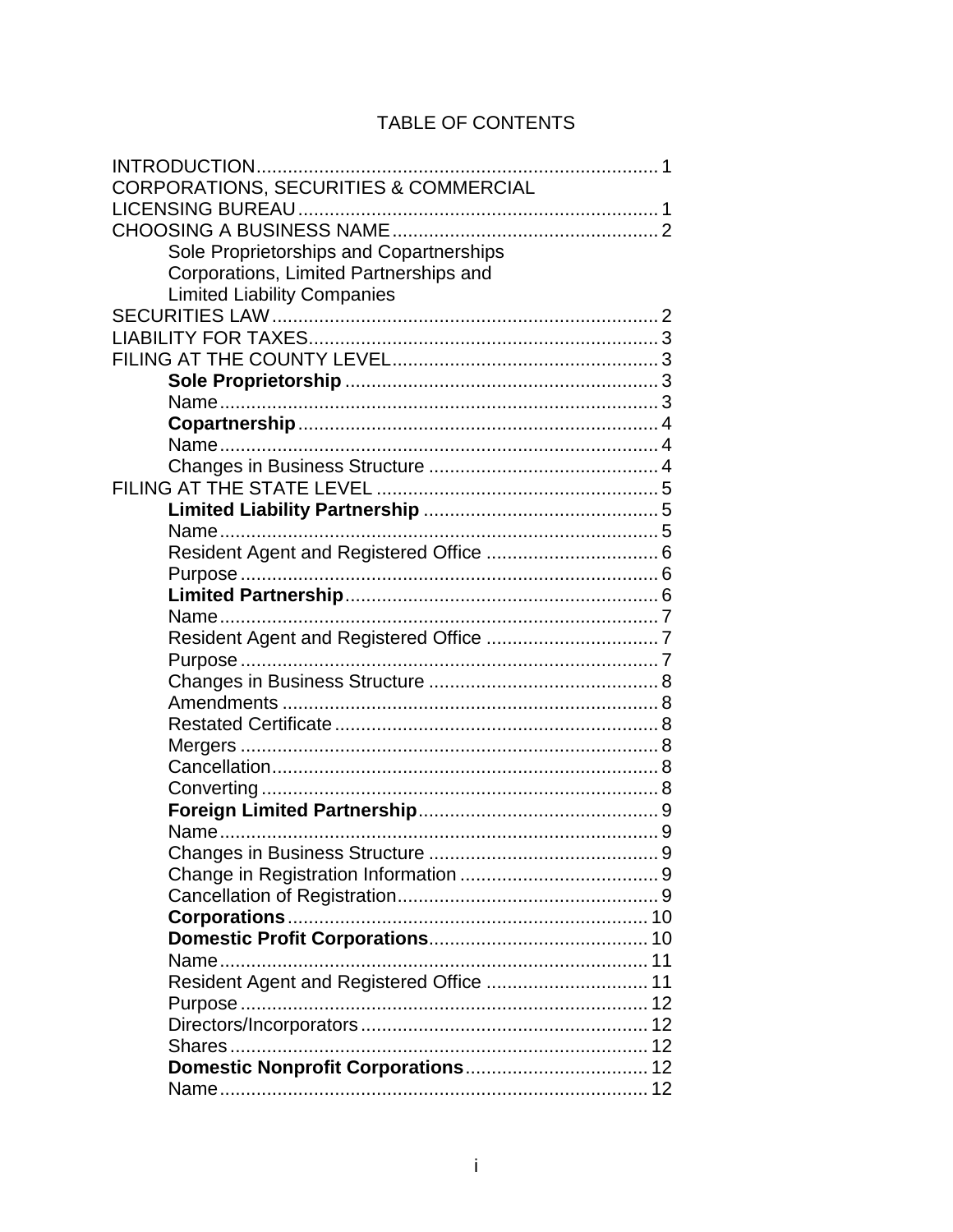# TABLE OF CONTENTS

| | |
|---|---|
| INTRODUCTION | 1 |
| CORPORATIONS, SECURITIES & COMMERCIAL LICENSING BUREAU | 1 |
| CHOOSING A BUSINESS NAME | 2 |
| Sole Proprietorships and Copartnerships | |
| Corporations, Limited Partnerships and Limited Liability Companies | |
| SECURITIES LAW | 2 |
| LIABILITY FOR TAXES | 3 |
| FILING AT THE COUNTY LEVEL | 3 |
| **Sole Proprietorship** | 3 |
| Name | 3 |
| **Copartnership** | 4 |
| Name | 4 |
| Changes in Business Structure | 4 |
| FILING AT THE STATE LEVEL | 5 |
| **Limited Liability Partnership** | 5 |
| Name | 5 |
| Resident Agent and Registered Office | 6 |
| Purpose | 6 |
| **Limited Partnership** | 6 |
| Name | 7 |
| Resident Agent and Registered Office | 7 |
| Purpose | 7 |
| Changes in Business Structure | 8 |
| Amendments | 8 |
| Restated Certificate | 8 |
| Mergers | 8 |
| Cancellation | 8 |
| Converting | 8 |
| **Foreign Limited Partnership** | 9 |
| Name | 9 |
| Changes in Business Structure | 9 |
| Change in Registration Information | 9 |
| Cancellation of Registration | 9 |
| **Corporations** | 10 |
| **Domestic Profit Corporations** | 10 |
| Name | 11 |
| Resident Agent and Registered Office | 11 |
| Purpose | 12 |
| Directors/Incorporators | 12 |
| Shares | 12 |
| **Domestic Nonprofit Corporations** | 12 |
| Name | 12 |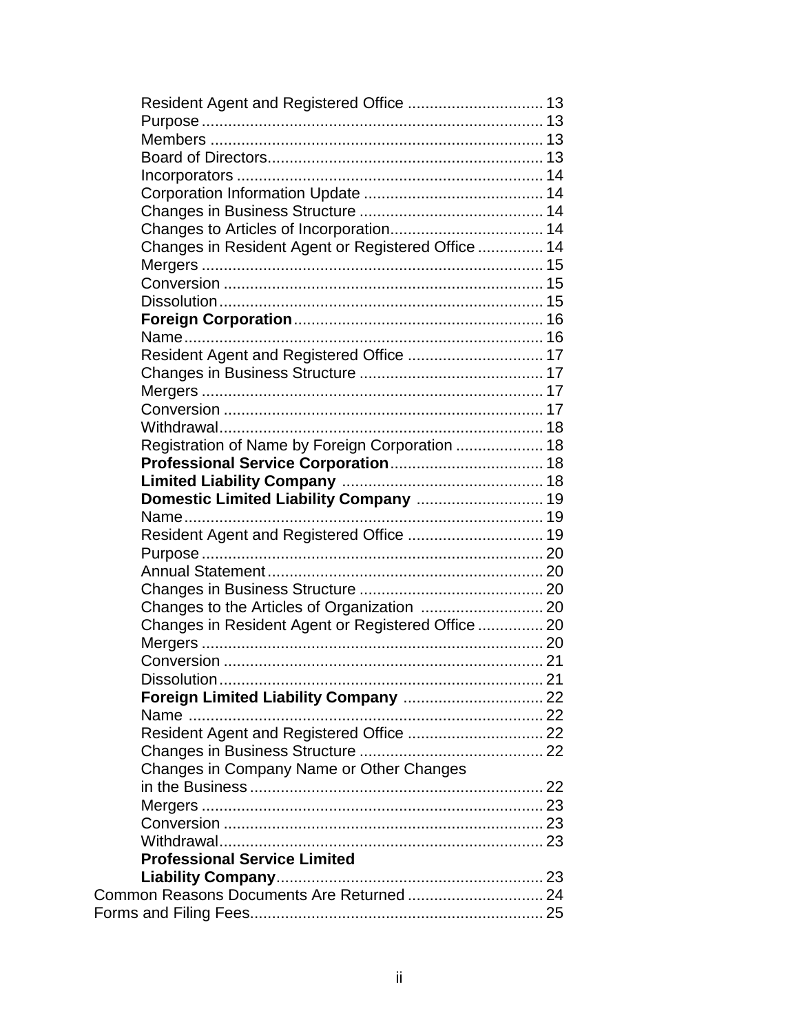Resident Agent and Registered Office ............................... 13
Purpose ............................................................................. 13
Members ........................................................................... 13
Board of Directors.............................................................. 13
Incorporators ..................................................................... 14
Corporation Information Update ......................................... 14
Changes in Business Structure .......................................... 14
Changes to Articles of Incorporation................................... 14
Changes in Resident Agent or Registered Office ............... 14
Mergers ............................................................................. 15
Conversion ........................................................................ 15
Dissolution......................................................................... 15
**Foreign Corporation**........................................................ 16
Name................................................................................. 16
Resident Agent and Registered Office ............................... 17
Changes in Business Structure .......................................... 17
Mergers ............................................................................. 17
Conversion ........................................................................ 17
Withdrawal......................................................................... 18
Registration of Name by Foreign Corporation .................... 18
**Professional Service Corporation**................................... 18
**Limited Liability Company** .............................................. 18
**Domestic Limited Liability Company** ............................. 19
Name................................................................................. 19
Resident Agent and Registered Office ............................... 19
Purpose ............................................................................. 20
Annual Statement .............................................................. 20
Changes in Business Structure .......................................... 20
Changes to the Articles of Organization ............................ 20
Changes in Resident Agent or Registered Office ............... 20
Mergers ............................................................................. 20
Conversion ........................................................................ 21
Dissolution......................................................................... 21
**Foreign Limited Liability Company** ................................ 22
Name ................................................................................ 22
Resident Agent and Registered Office ............................... 22
Changes in Business Structure .......................................... 22
Changes in Company Name or Other Changes in the Business ................................................................... 22
Mergers ............................................................................. 23
Conversion ........................................................................ 23
Withdrawal......................................................................... 23
**Professional Service Limited Liability Company**............................................................ 23

Common Reasons Documents Are Returned ............................... 24
Forms and Filing Fees.................................................................. 25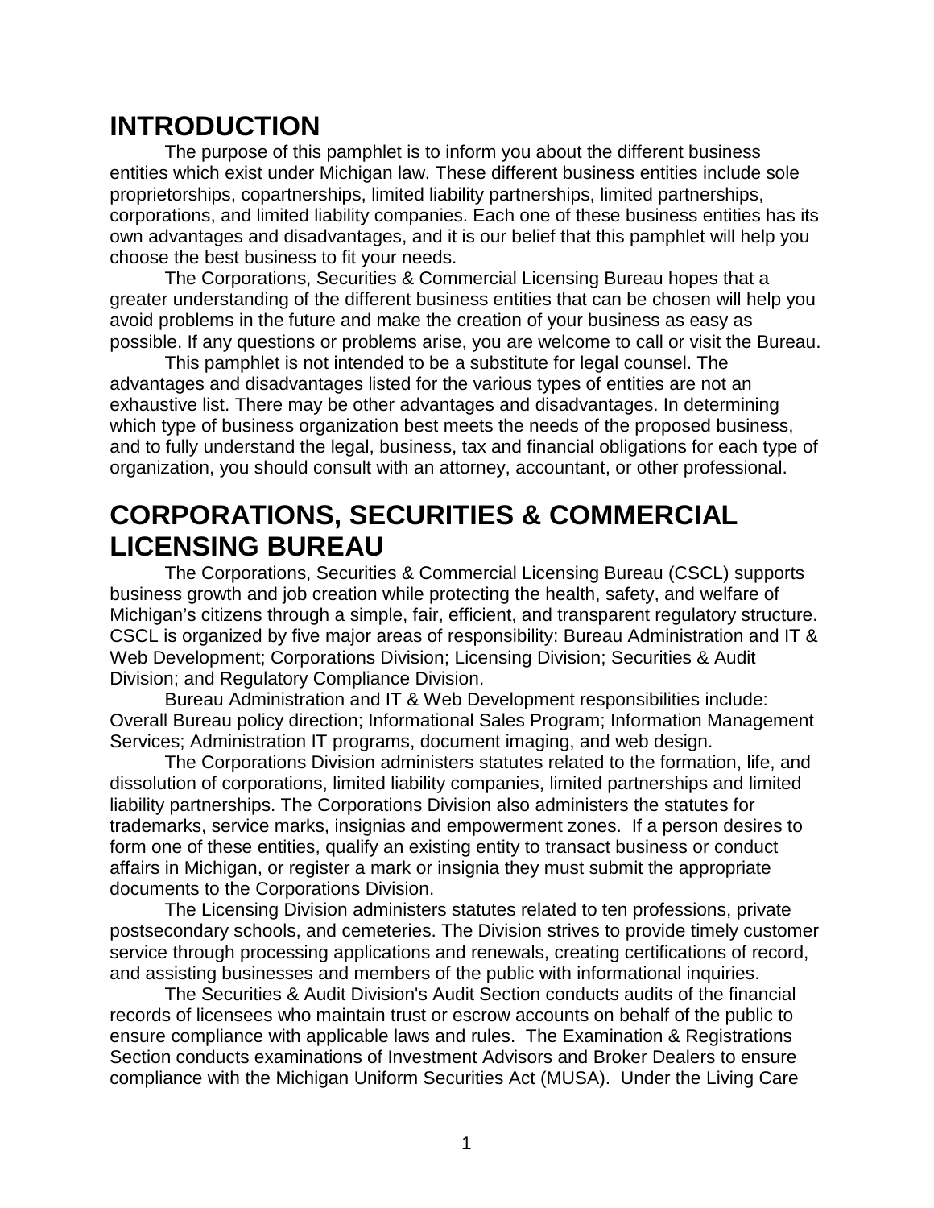# INTRODUCTION

The purpose of this pamphlet is to inform you about the different business entities which exist under Michigan law. These different business entities include sole proprietorships, copartnerships, limited liability partnerships, limited partnerships, corporations, and limited liability companies. Each one of these business entities has its own advantages and disadvantages, and it is our belief that this pamphlet will help you choose the best business to fit your needs.

The Corporations, Securities & Commercial Licensing Bureau hopes that a greater understanding of the different business entities that can be chosen will help you avoid problems in the future and make the creation of your business as easy as possible. If any questions or problems arise, you are welcome to call or visit the Bureau.

This pamphlet is not intended to be a substitute for legal counsel. The advantages and disadvantages listed for the various types of entities are not an exhaustive list. There may be other advantages and disadvantages. In determining which type of business organization best meets the needs of the proposed business, and to fully understand the legal, business, tax and financial obligations for each type of organization, you should consult with an attorney, accountant, or other professional.

# CORPORATIONS, SECURITIES & COMMERCIAL LICENSING BUREAU

The Corporations, Securities & Commercial Licensing Bureau (CSCL) supports business growth and job creation while protecting the health, safety, and welfare of Michigan's citizens through a simple, fair, efficient, and transparent regulatory structure. CSCL is organized by five major areas of responsibility: Bureau Administration and IT & Web Development; Corporations Division; Licensing Division; Securities & Audit Division; and Regulatory Compliance Division.

Bureau Administration and IT & Web Development responsibilities include: Overall Bureau policy direction; Informational Sales Program; Information Management Services; Administration IT programs, document imaging, and web design.

The Corporations Division administers statutes related to the formation, life, and dissolution of corporations, limited liability companies, limited partnerships and limited liability partnerships. The Corporations Division also administers the statutes for trademarks, service marks, insignias and empowerment zones. If a person desires to form one of these entities, qualify an existing entity to transact business or conduct affairs in Michigan, or register a mark or insignia they must submit the appropriate documents to the Corporations Division.

The Licensing Division administers statutes related to ten professions, private postsecondary schools, and cemeteries. The Division strives to provide timely customer service through processing applications and renewals, creating certifications of record, and assisting businesses and members of the public with informational inquiries.

The Securities & Audit Division's Audit Section conducts audits of the financial records of licensees who maintain trust or escrow accounts on behalf of the public to ensure compliance with applicable laws and rules. The Examination & Registrations Section conducts examinations of Investment Advisors and Broker Dealers to ensure compliance with the Michigan Uniform Securities Act (MUSA). Under the Living Care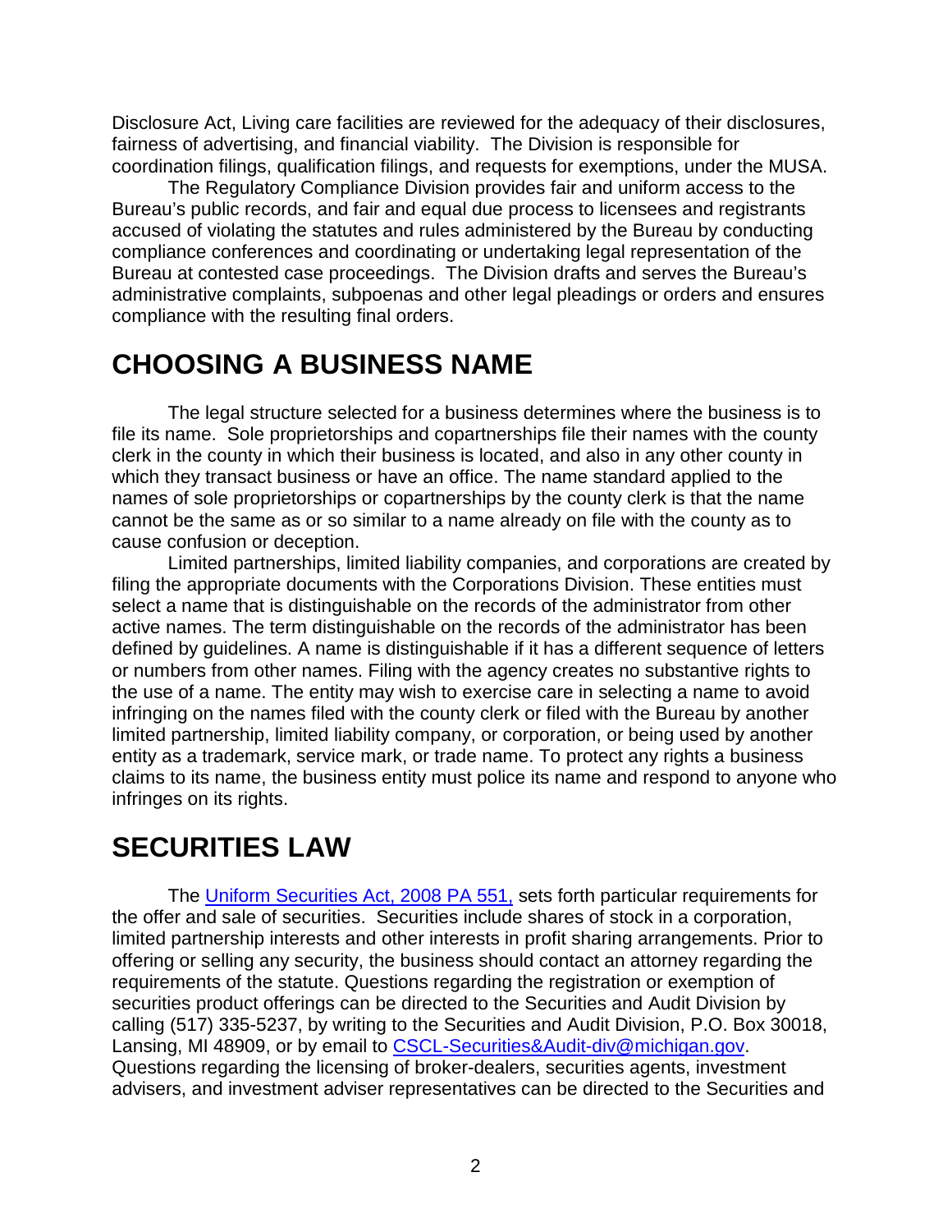Disclosure Act, Living care facilities are reviewed for the adequacy of their disclosures, fairness of advertising, and financial viability. The Division is responsible for coordination filings, qualification filings, and requests for exemptions, under the MUSA.

The Regulatory Compliance Division provides fair and uniform access to the Bureau's public records, and fair and equal due process to licensees and registrants accused of violating the statutes and rules administered by the Bureau by conducting compliance conferences and coordinating or undertaking legal representation of the Bureau at contested case proceedings. The Division drafts and serves the Bureau's administrative complaints, subpoenas and other legal pleadings or orders and ensures compliance with the resulting final orders.

# CHOOSING A BUSINESS NAME

The legal structure selected for a business determines where the business is to file its name. Sole proprietorships and copartnerships file their names with the county clerk in the county in which their business is located, and also in any other county in which they transact business or have an office. The name standard applied to the names of sole proprietorships or copartnerships by the county clerk is that the name cannot be the same as or so similar to a name already on file with the county as to cause confusion or deception.

Limited partnerships, limited liability companies, and corporations are created by filing the appropriate documents with the Corporations Division. These entities must select a name that is distinguishable on the records of the administrator from other active names. The term distinguishable on the records of the administrator has been defined by guidelines. A name is distinguishable if it has a different sequence of letters or numbers from other names. Filing with the agency creates no substantive rights to the use of a name. The entity may wish to exercise care in selecting a name to avoid infringing on the names filed with the county clerk or filed with the Bureau by another limited partnership, limited liability company, or corporation, or being used by another entity as a trademark, service mark, or trade name. To protect any rights a business claims to its name, the business entity must police its name and respond to anyone who infringes on its rights.

# SECURITIES LAW

The Uniform Securities Act, 2008 PA 551, sets forth particular requirements for the offer and sale of securities. Securities include shares of stock in a corporation, limited partnership interests and other interests in profit sharing arrangements. Prior to offering or selling any security, the business should contact an attorney regarding the requirements of the statute. Questions regarding the registration or exemption of securities product offerings can be directed to the Securities and Audit Division by calling (517) 335-5237, by writing to the Securities and Audit Division, P.O. Box 30018, Lansing, MI 48909, or by email to CSCL-Securities&Audit-div@michigan.gov. Questions regarding the licensing of broker-dealers, securities agents, investment advisers, and investment adviser representatives can be directed to the Securities and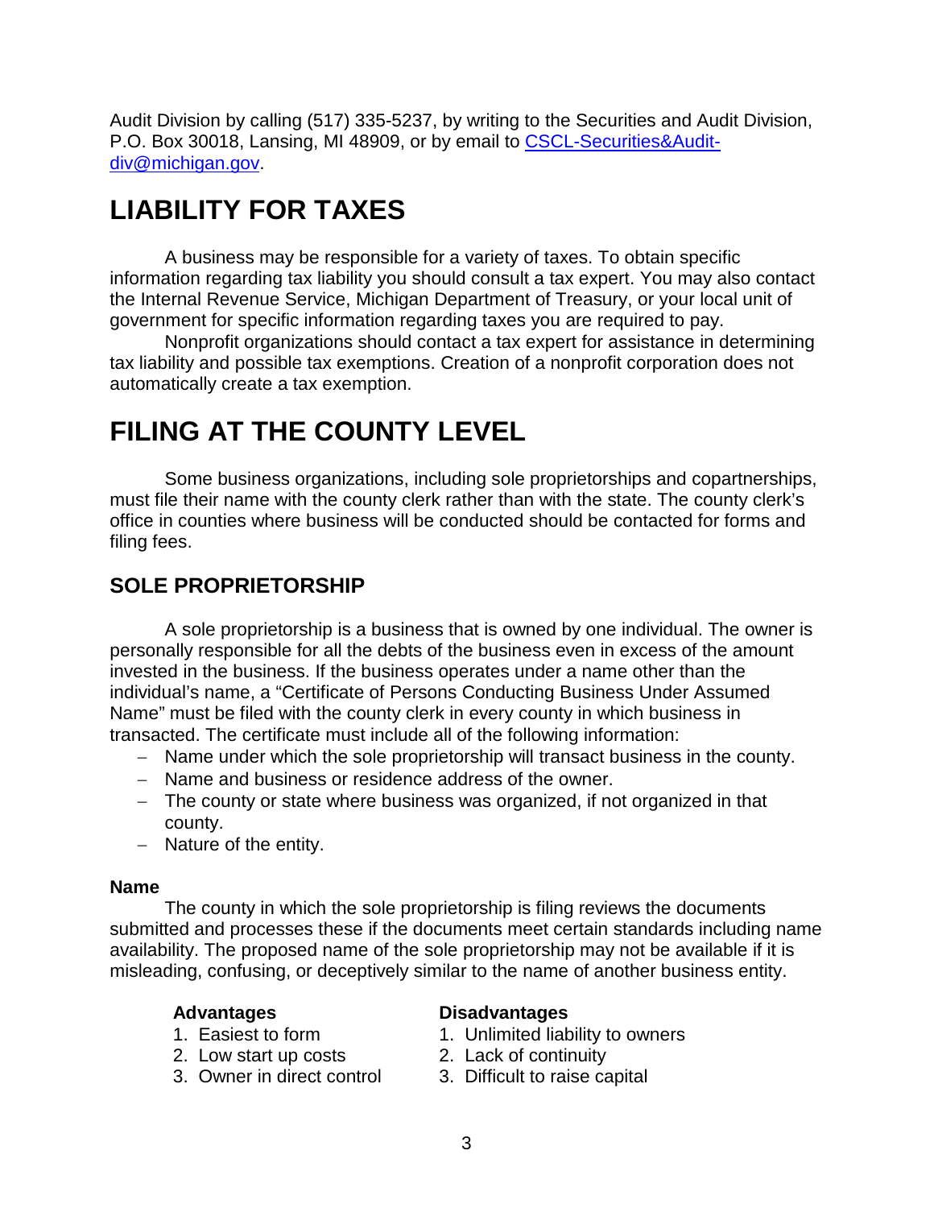Audit Division by calling (517) 335-5237, by writing to the Securities and Audit Division, P.O. Box 30018, Lansing, MI 48909, or by email to [CSCL-Securities&Audit-div@michigan.gov](mailto:CSCL-Securities&Audit-div@michigan.gov).

# LIABILITY FOR TAXES

A business may be responsible for a variety of taxes. To obtain specific information regarding tax liability you should consult a tax expert. You may also contact the Internal Revenue Service, Michigan Department of Treasury, or your local unit of government for specific information regarding taxes you are required to pay.

Nonprofit organizations should contact a tax expert for assistance in determining tax liability and possible tax exemptions. Creation of a nonprofit corporation does not automatically create a tax exemption.

# FILING AT THE COUNTY LEVEL

Some business organizations, including sole proprietorships and copartnerships, must file their name with the county clerk rather than with the state. The county clerk's office in counties where business will be conducted should be contacted for forms and filing fees.

## SOLE PROPRIETORSHIP

A sole proprietorship is a business that is owned by one individual. The owner is personally responsible for all the debts of the business even in excess of the amount invested in the business. If the business operates under a name other than the individual's name, a "Certificate of Persons Conducting Business Under Assumed Name" must be filed with the county clerk in every county in which business in transacted. The certificate must include all of the following information:

- Name under which the sole proprietorship will transact business in the county.
- Name and business or residence address of the owner.
- The county or state where business was organized, if not organized in that county.
- Nature of the entity.

**Name**

The county in which the sole proprietorship is filing reviews the documents submitted and processes these if the documents meet certain standards including name availability. The proposed name of the sole proprietorship may not be available if it is misleading, confusing, or deceptively similar to the name of another business entity.

**Advantages**

1. Easiest to form
2. Low start up costs
3. Owner in direct control

**Disadvantages**

1. Unlimited liability to owners
2. Lack of continuity
3. Difficult to raise capital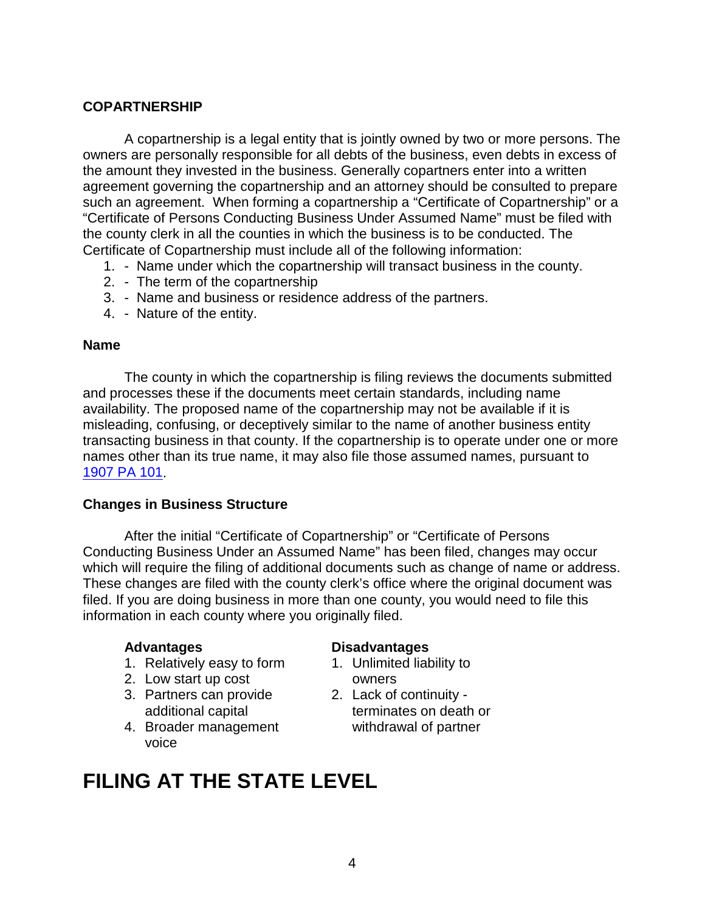### COPARTNERSHIP

A copartnership is a legal entity that is jointly owned by two or more persons. The owners are personally responsible for all debts of the business, even debts in excess of the amount they invested in the business. Generally copartners enter into a written agreement governing the copartnership and an attorney should be consulted to prepare such an agreement. When forming a copartnership a "Certificate of Copartnership" or a "Certificate of Persons Conducting Business Under Assumed Name" must be filed with the county clerk in all the counties in which the business is to be conducted. The Certificate of Copartnership must include all of the following information:

1. - Name under which the copartnership will transact business in the county.
2. - The term of the copartnership
3. - Name and business or residence address of the partners.
4. - Nature of the entity.

### Name

The county in which the copartnership is filing reviews the documents submitted and processes these if the documents meet certain standards, including name availability. The proposed name of the copartnership may not be available if it is misleading, confusing, or deceptively similar to the name of another business entity transacting business in that county. If the copartnership is to operate under one or more names other than its true name, it may also file those assumed names, pursuant to 1907 PA 101.

### Changes in Business Structure

After the initial "Certificate of Copartnership" or "Certificate of Persons Conducting Business Under an Assumed Name" has been filed, changes may occur which will require the filing of additional documents such as change of name or address. These changes are filed with the county clerk's office where the original document was filed. If you are doing business in more than one county, you would need to file this information in each county where you originally filed.

**Advantages**

1. Relatively easy to form
2. Low start up cost
3. Partners can provide additional capital
4. Broader management voice

**Disadvantages**

1. Unlimited liability to owners
2. Lack of continuity - terminates on death or withdrawal of partner

# FILING AT THE STATE LEVEL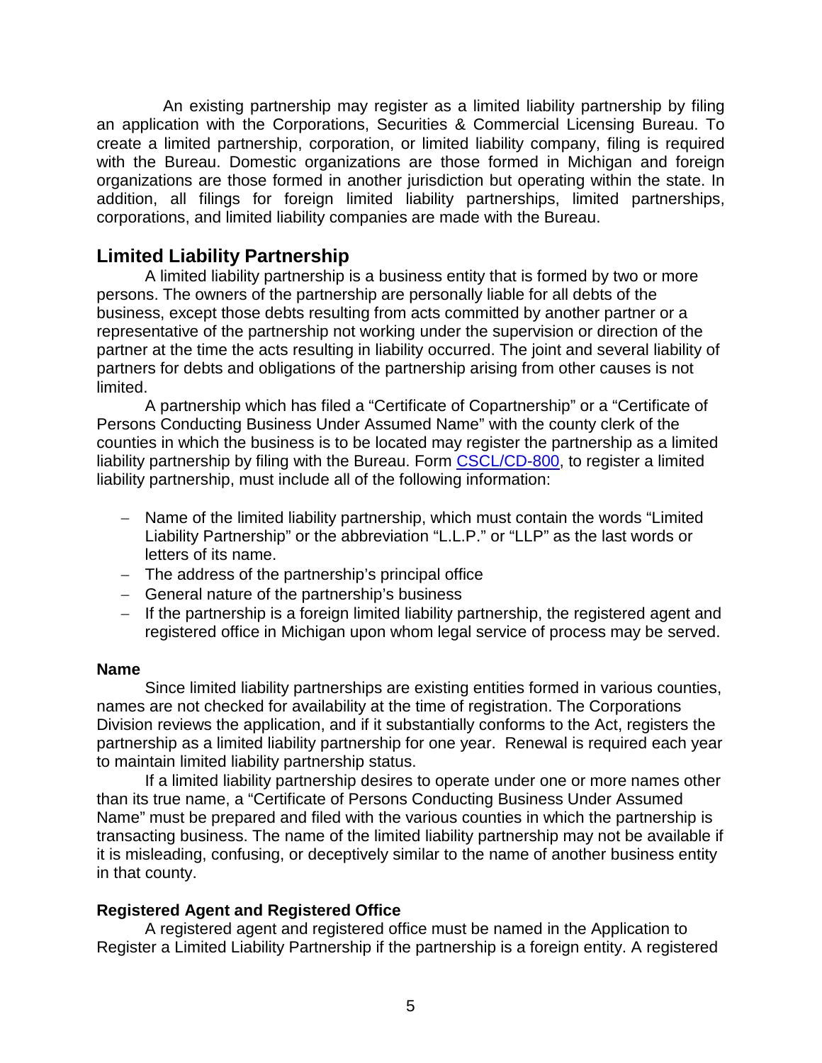An existing partnership may register as a limited liability partnership by filing an application with the Corporations, Securities & Commercial Licensing Bureau. To create a limited partnership, corporation, or limited liability company, filing is required with the Bureau. Domestic organizations are those formed in Michigan and foreign organizations are those formed in another jurisdiction but operating within the state. In addition, all filings for foreign limited liability partnerships, limited partnerships, corporations, and limited liability companies are made with the Bureau.

## Limited Liability Partnership

A limited liability partnership is a business entity that is formed by two or more persons. The owners of the partnership are personally liable for all debts of the business, except those debts resulting from acts committed by another partner or a representative of the partnership not working under the supervision or direction of the partner at the time the acts resulting in liability occurred. The joint and several liability of partners for debts and obligations of the partnership arising from other causes is not limited.

A partnership which has filed a "Certificate of Copartnership" or a "Certificate of Persons Conducting Business Under Assumed Name" with the county clerk of the counties in which the business is to be located may register the partnership as a limited liability partnership by filing with the Bureau. Form CSCL/CD-800, to register a limited liability partnership, must include all of the following information:

- Name of the limited liability partnership, which must contain the words "Limited Liability Partnership" or the abbreviation "L.L.P." or "LLP" as the last words or letters of its name.
- The address of the partnership's principal office
- General nature of the partnership's business
- If the partnership is a foreign limited liability partnership, the registered agent and registered office in Michigan upon whom legal service of process may be served.

### Name

Since limited liability partnerships are existing entities formed in various counties, names are not checked for availability at the time of registration. The Corporations Division reviews the application, and if it substantially conforms to the Act, registers the partnership as a limited liability partnership for one year. Renewal is required each year to maintain limited liability partnership status.

If a limited liability partnership desires to operate under one or more names other than its true name, a "Certificate of Persons Conducting Business Under Assumed Name" must be prepared and filed with the various counties in which the partnership is transacting business. The name of the limited liability partnership may not be available if it is misleading, confusing, or deceptively similar to the name of another business entity in that county.

### Registered Agent and Registered Office

A registered agent and registered office must be named in the Application to Register a Limited Liability Partnership if the partnership is a foreign entity. A registered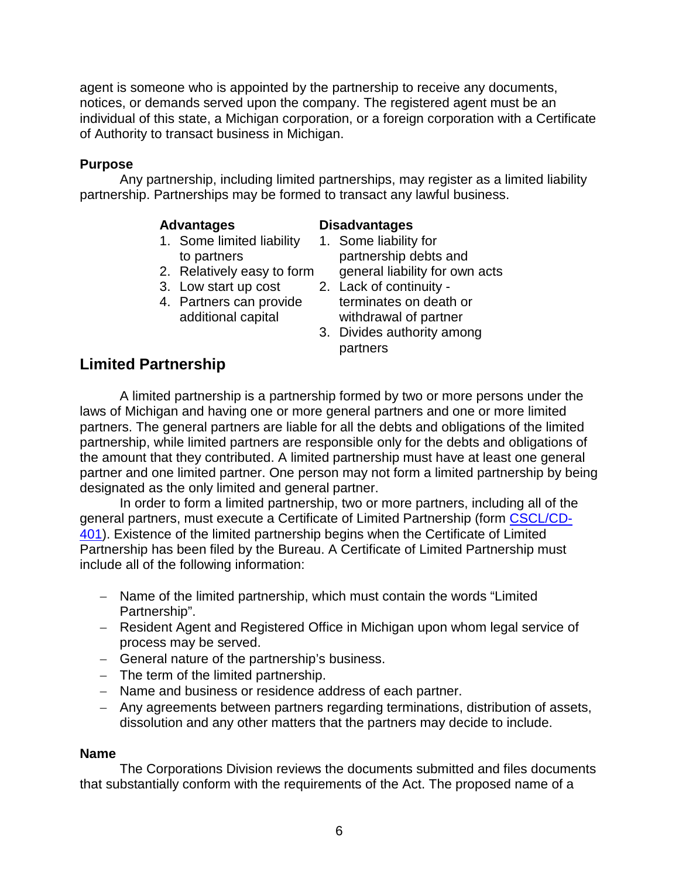agent is someone who is appointed by the partnership to receive any documents, notices, or demands served upon the company. The registered agent must be an individual of this state, a Michigan corporation, or a foreign corporation with a Certificate of Authority to transact business in Michigan.

**Purpose**

Any partnership, including limited partnerships, may register as a limited liability partnership. Partnerships may be formed to transact any lawful business.

**Advantages**

1. Some limited liability to partners
2. Relatively easy to form
3. Low start up cost
4. Partners can provide additional capital

**Disadvantages**

1. Some liability for partnership debts and general liability for own acts
2. Lack of continuity - terminates on death or withdrawal of partner
3. Divides authority among partners

## Limited Partnership

A limited partnership is a partnership formed by two or more persons under the laws of Michigan and having one or more general partners and one or more limited partners. The general partners are liable for all the debts and obligations of the limited partnership, while limited partners are responsible only for the debts and obligations of the amount that they contributed. A limited partnership must have at least one general partner and one limited partner. One person may not form a limited partnership by being designated as the only limited and general partner.

In order to form a limited partnership, two or more partners, including all of the general partners, must execute a Certificate of Limited Partnership (form CSCL/CD-401). Existence of the limited partnership begins when the Certificate of Limited Partnership has been filed by the Bureau. A Certificate of Limited Partnership must include all of the following information:

- Name of the limited partnership, which must contain the words "Limited Partnership".
- Resident Agent and Registered Office in Michigan upon whom legal service of process may be served.
- General nature of the partnership's business.
- The term of the limited partnership.
- Name and business or residence address of each partner.
- Any agreements between partners regarding terminations, distribution of assets, dissolution and any other matters that the partners may decide to include.

**Name**

The Corporations Division reviews the documents submitted and files documents that substantially conform with the requirements of the Act. The proposed name of a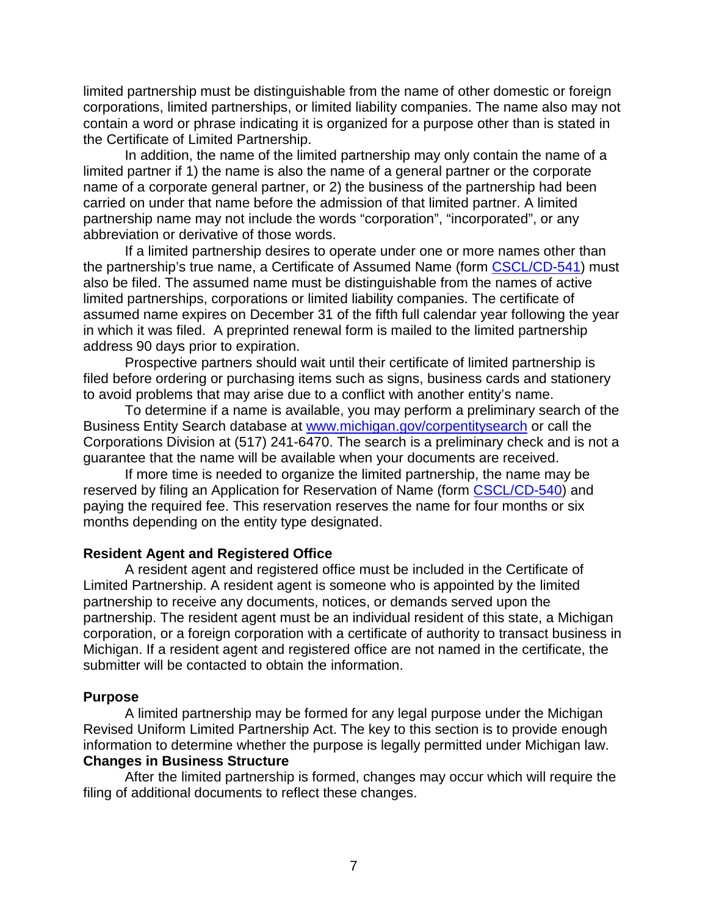limited partnership must be distinguishable from the name of other domestic or foreign corporations, limited partnerships, or limited liability companies. The name also may not contain a word or phrase indicating it is organized for a purpose other than is stated in the Certificate of Limited Partnership.

In addition, the name of the limited partnership may only contain the name of a limited partner if 1) the name is also the name of a general partner or the corporate name of a corporate general partner, or 2) the business of the partnership had been carried on under that name before the admission of that limited partner. A limited partnership name may not include the words "corporation", "incorporated", or any abbreviation or derivative of those words.

If a limited partnership desires to operate under one or more names other than the partnership's true name, a Certificate of Assumed Name (form [CSCL/CD-541]) must also be filed. The assumed name must be distinguishable from the names of active limited partnerships, corporations or limited liability companies. The certificate of assumed name expires on December 31 of the fifth full calendar year following the year in which it was filed. A preprinted renewal form is mailed to the limited partnership address 90 days prior to expiration.

Prospective partners should wait until their certificate of limited partnership is filed before ordering or purchasing items such as signs, business cards and stationery to avoid problems that may arise due to a conflict with another entity's name.

To determine if a name is available, you may perform a preliminary search of the Business Entity Search database at www.michigan.gov/corpentitysearch or call the Corporations Division at (517) 241-6470. The search is a preliminary check and is not a guarantee that the name will be available when your documents are received.

If more time is needed to organize the limited partnership, the name may be reserved by filing an Application for Reservation of Name (form [CSCL/CD-540]) and paying the required fee. This reservation reserves the name for four months or six months depending on the entity type designated.

**Resident Agent and Registered Office**

A resident agent and registered office must be included in the Certificate of Limited Partnership. A resident agent is someone who is appointed by the limited partnership to receive any documents, notices, or demands served upon the partnership. The resident agent must be an individual resident of this state, a Michigan corporation, or a foreign corporation with a certificate of authority to transact business in Michigan. If a resident agent and registered office are not named in the certificate, the submitter will be contacted to obtain the information.

**Purpose**

A limited partnership may be formed for any legal purpose under the Michigan Revised Uniform Limited Partnership Act. The key to this section is to provide enough information to determine whether the purpose is legally permitted under Michigan law.

**Changes in Business Structure**

After the limited partnership is formed, changes may occur which will require the filing of additional documents to reflect these changes.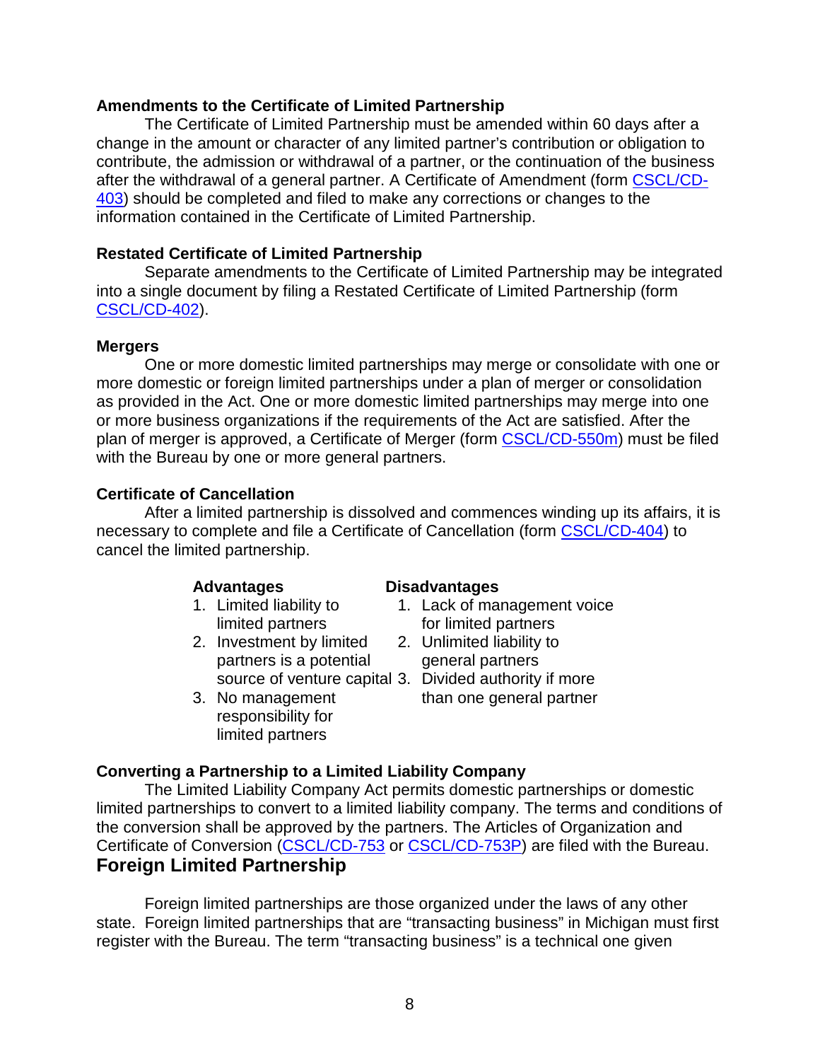### Amendments to the Certificate of Limited Partnership

The Certificate of Limited Partnership must be amended within 60 days after a change in the amount or character of any limited partner's contribution or obligation to contribute, the admission or withdrawal of a partner, or the continuation of the business after the withdrawal of a general partner. A Certificate of Amendment (form CSCL/CD-403) should be completed and filed to make any corrections or changes to the information contained in the Certificate of Limited Partnership.

### Restated Certificate of Limited Partnership

Separate amendments to the Certificate of Limited Partnership may be integrated into a single document by filing a Restated Certificate of Limited Partnership (form CSCL/CD-402).

### Mergers

One or more domestic limited partnerships may merge or consolidate with one or more domestic or foreign limited partnerships under a plan of merger or consolidation as provided in the Act. One or more domestic limited partnerships may merge into one or more business organizations if the requirements of the Act are satisfied. After the plan of merger is approved, a Certificate of Merger (form CSCL/CD-550m) must be filed with the Bureau by one or more general partners.

### Certificate of Cancellation

After a limited partnership is dissolved and commences winding up its affairs, it is necessary to complete and file a Certificate of Cancellation (form CSCL/CD-404) to cancel the limited partnership.

| Advantages | Disadvantages |
|---|---|
| 1. Limited liability to limited partners | 1. Lack of management voice for limited partners |
| 2. Investment by limited partners is a potential source of venture capital | 2. Unlimited liability to general partners |
| 3. No management responsibility for limited partners | 3. Divided authority if more than one general partner |

### Converting a Partnership to a Limited Liability Company

The Limited Liability Company Act permits domestic partnerships or domestic limited partnerships to convert to a limited liability company. The terms and conditions of the conversion shall be approved by the partners. The Articles of Organization and Certificate of Conversion (CSCL/CD-753 or CSCL/CD-753P) are filed with the Bureau.

## Foreign Limited Partnership

Foreign limited partnerships are those organized under the laws of any other state. Foreign limited partnerships that are "transacting business" in Michigan must first register with the Bureau. The term "transacting business" is a technical one given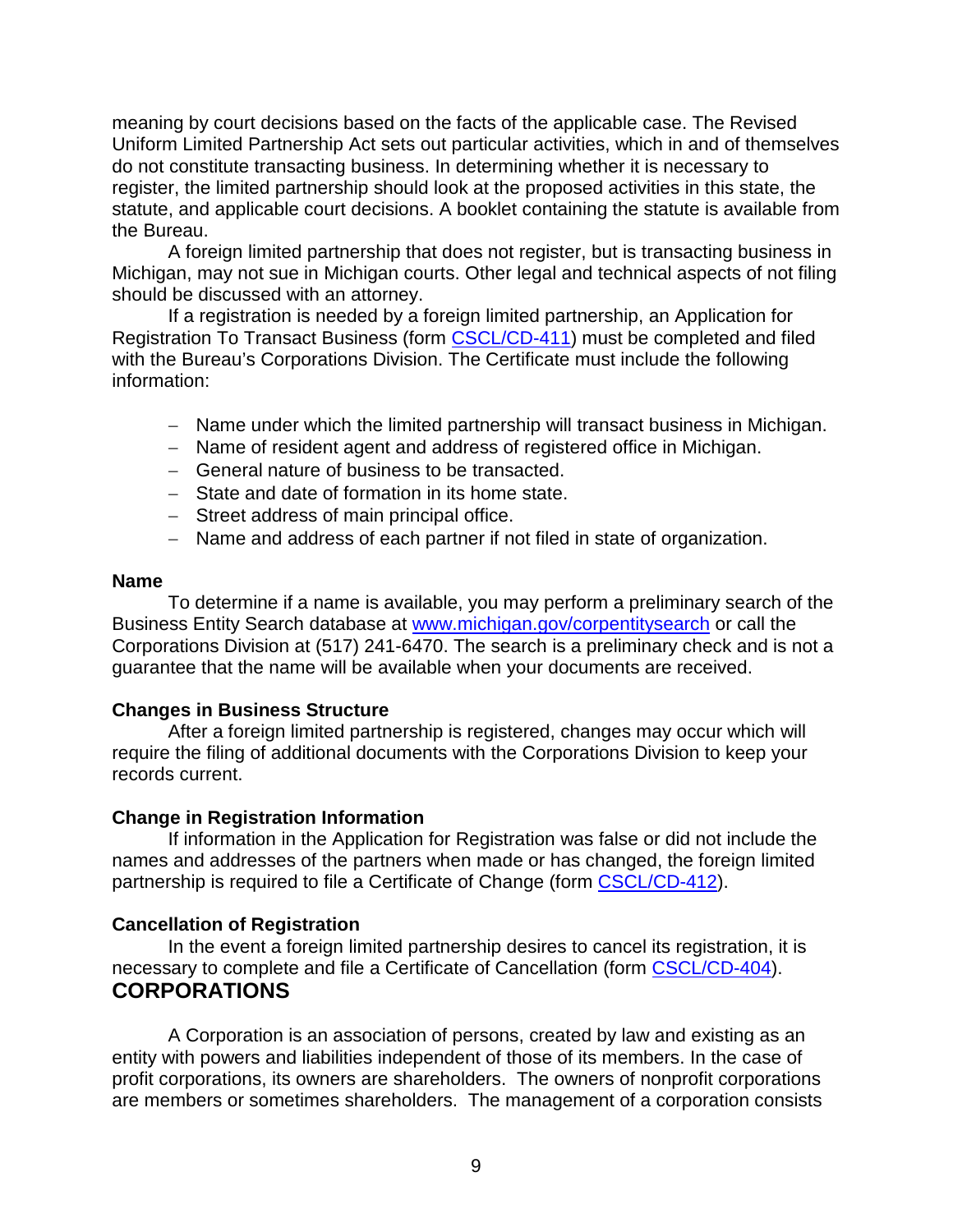meaning by court decisions based on the facts of the applicable case. The Revised Uniform Limited Partnership Act sets out particular activities, which in and of themselves do not constitute transacting business. In determining whether it is necessary to register, the limited partnership should look at the proposed activities in this state, the statute, and applicable court decisions. A booklet containing the statute is available from the Bureau.

A foreign limited partnership that does not register, but is transacting business in Michigan, may not sue in Michigan courts. Other legal and technical aspects of not filing should be discussed with an attorney.

If a registration is needed by a foreign limited partnership, an Application for Registration To Transact Business (form CSCL/CD-411) must be completed and filed with the Bureau's Corporations Division. The Certificate must include the following information:

- Name under which the limited partnership will transact business in Michigan.
- Name of resident agent and address of registered office in Michigan.
- General nature of business to be transacted.
- State and date of formation in its home state.
- Street address of main principal office.
- Name and address of each partner if not filed in state of organization.

**Name**

To determine if a name is available, you may perform a preliminary search of the Business Entity Search database at www.michigan.gov/corpentitysearch or call the Corporations Division at (517) 241-6470. The search is a preliminary check and is not a guarantee that the name will be available when your documents are received.

**Changes in Business Structure**

After a foreign limited partnership is registered, changes may occur which will require the filing of additional documents with the Corporations Division to keep your records current.

**Change in Registration Information**

If information in the Application for Registration was false or did not include the names and addresses of the partners when made or has changed, the foreign limited partnership is required to file a Certificate of Change (form CSCL/CD-412).

**Cancellation of Registration**

In the event a foreign limited partnership desires to cancel its registration, it is necessary to complete and file a Certificate of Cancellation (form CSCL/CD-404).

## CORPORATIONS

A Corporation is an association of persons, created by law and existing as an entity with powers and liabilities independent of those of its members. In the case of profit corporations, its owners are shareholders. The owners of nonprofit corporations are members or sometimes shareholders. The management of a corporation consists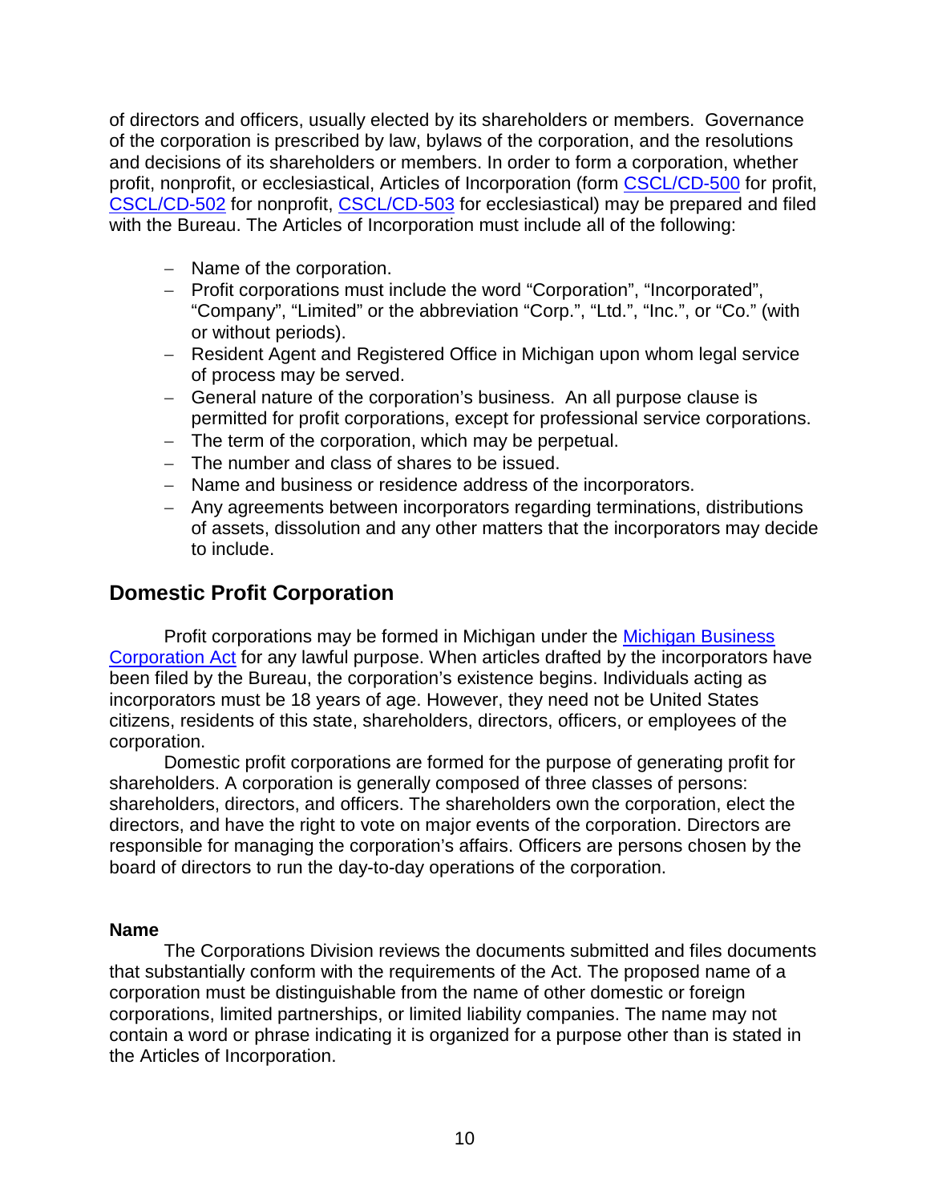of directors and officers, usually elected by its shareholders or members. Governance of the corporation is prescribed by law, bylaws of the corporation, and the resolutions and decisions of its shareholders or members. In order to form a corporation, whether profit, nonprofit, or ecclesiastical, Articles of Incorporation (form CSCL/CD-500 for profit, CSCL/CD-502 for nonprofit, CSCL/CD-503 for ecclesiastical) may be prepared and filed with the Bureau. The Articles of Incorporation must include all of the following:

- Name of the corporation.
- Profit corporations must include the word "Corporation", "Incorporated", "Company", "Limited" or the abbreviation "Corp.", "Ltd.", "Inc.", or "Co." (with or without periods).
- Resident Agent and Registered Office in Michigan upon whom legal service of process may be served.
- General nature of the corporation's business. An all purpose clause is permitted for profit corporations, except for professional service corporations.
- The term of the corporation, which may be perpetual.
- The number and class of shares to be issued.
- Name and business or residence address of the incorporators.
- Any agreements between incorporators regarding terminations, distributions of assets, dissolution and any other matters that the incorporators may decide to include.

## Domestic Profit Corporation

Profit corporations may be formed in Michigan under the Michigan Business Corporation Act for any lawful purpose. When articles drafted by the incorporators have been filed by the Bureau, the corporation's existence begins. Individuals acting as incorporators must be 18 years of age. However, they need not be United States citizens, residents of this state, shareholders, directors, officers, or employees of the corporation.

Domestic profit corporations are formed for the purpose of generating profit for shareholders. A corporation is generally composed of three classes of persons: shareholders, directors, and officers. The shareholders own the corporation, elect the directors, and have the right to vote on major events of the corporation. Directors are responsible for managing the corporation's affairs. Officers are persons chosen by the board of directors to run the day-to-day operations of the corporation.

**Name**

The Corporations Division reviews the documents submitted and files documents that substantially conform with the requirements of the Act. The proposed name of a corporation must be distinguishable from the name of other domestic or foreign corporations, limited partnerships, or limited liability companies. The name may not contain a word or phrase indicating it is organized for a purpose other than is stated in the Articles of Incorporation.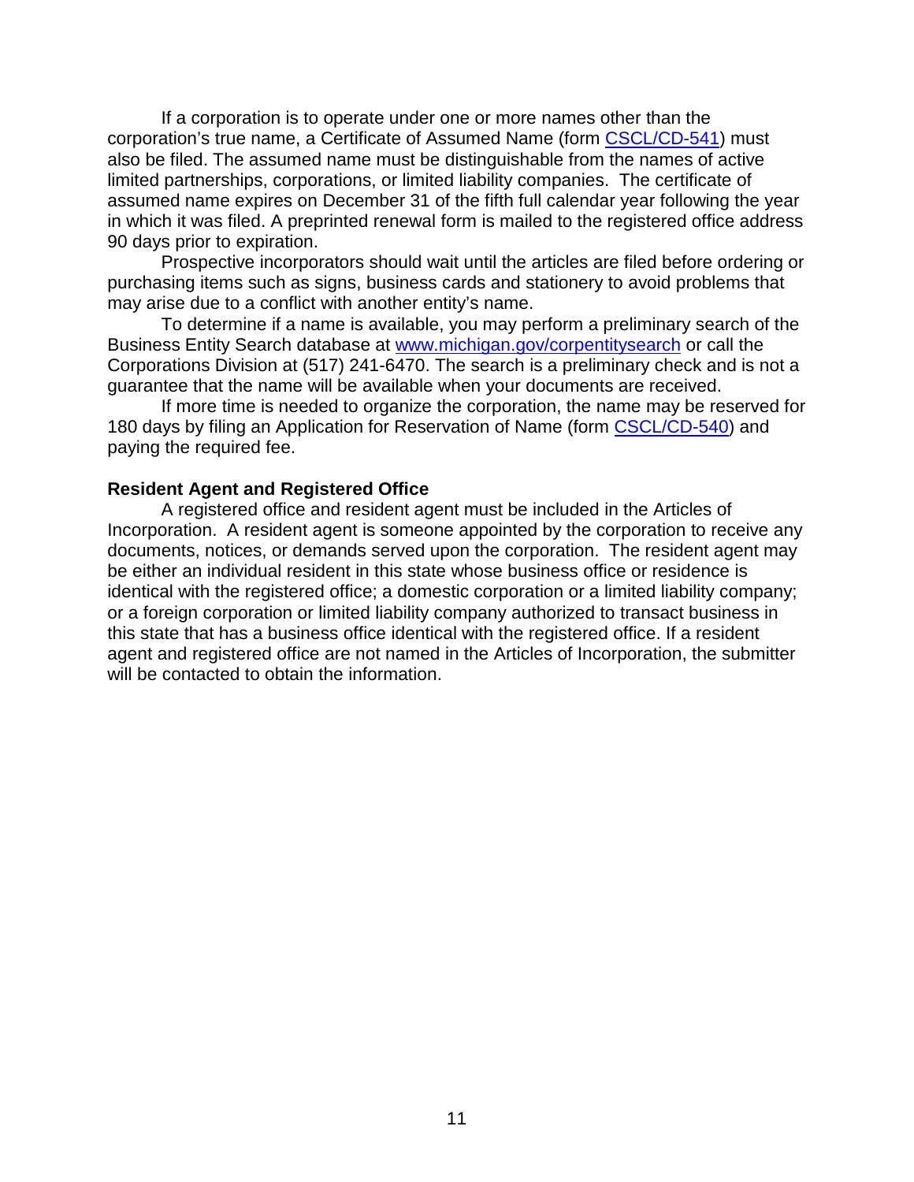If a corporation is to operate under one or more names other than the corporation's true name, a Certificate of Assumed Name (form [CSCL/CD-541]) must also be filed. The assumed name must be distinguishable from the names of active limited partnerships, corporations, or limited liability companies. The certificate of assumed name expires on December 31 of the fifth full calendar year following the year in which it was filed. A preprinted renewal form is mailed to the registered office address 90 days prior to expiration.

Prospective incorporators should wait until the articles are filed before ordering or purchasing items such as signs, business cards and stationery to avoid problems that may arise due to a conflict with another entity's name.

To determine if a name is available, you may perform a preliminary search of the Business Entity Search database at www.michigan.gov/corpentitysearch or call the Corporations Division at (517) 241-6470. The search is a preliminary check and is not a guarantee that the name will be available when your documents are received.

If more time is needed to organize the corporation, the name may be reserved for 180 days by filing an Application for Reservation of Name (form [CSCL/CD-540]) and paying the required fee.

**Resident Agent and Registered Office**

A registered office and resident agent must be included in the Articles of Incorporation. A resident agent is someone appointed by the corporation to receive any documents, notices, or demands served upon the corporation. The resident agent may be either an individual resident in this state whose business office or residence is identical with the registered office; a domestic corporation or a limited liability company; or a foreign corporation or limited liability company authorized to transact business in this state that has a business office identical with the registered office. If a resident agent and registered office are not named in the Articles of Incorporation, the submitter will be contacted to obtain the information.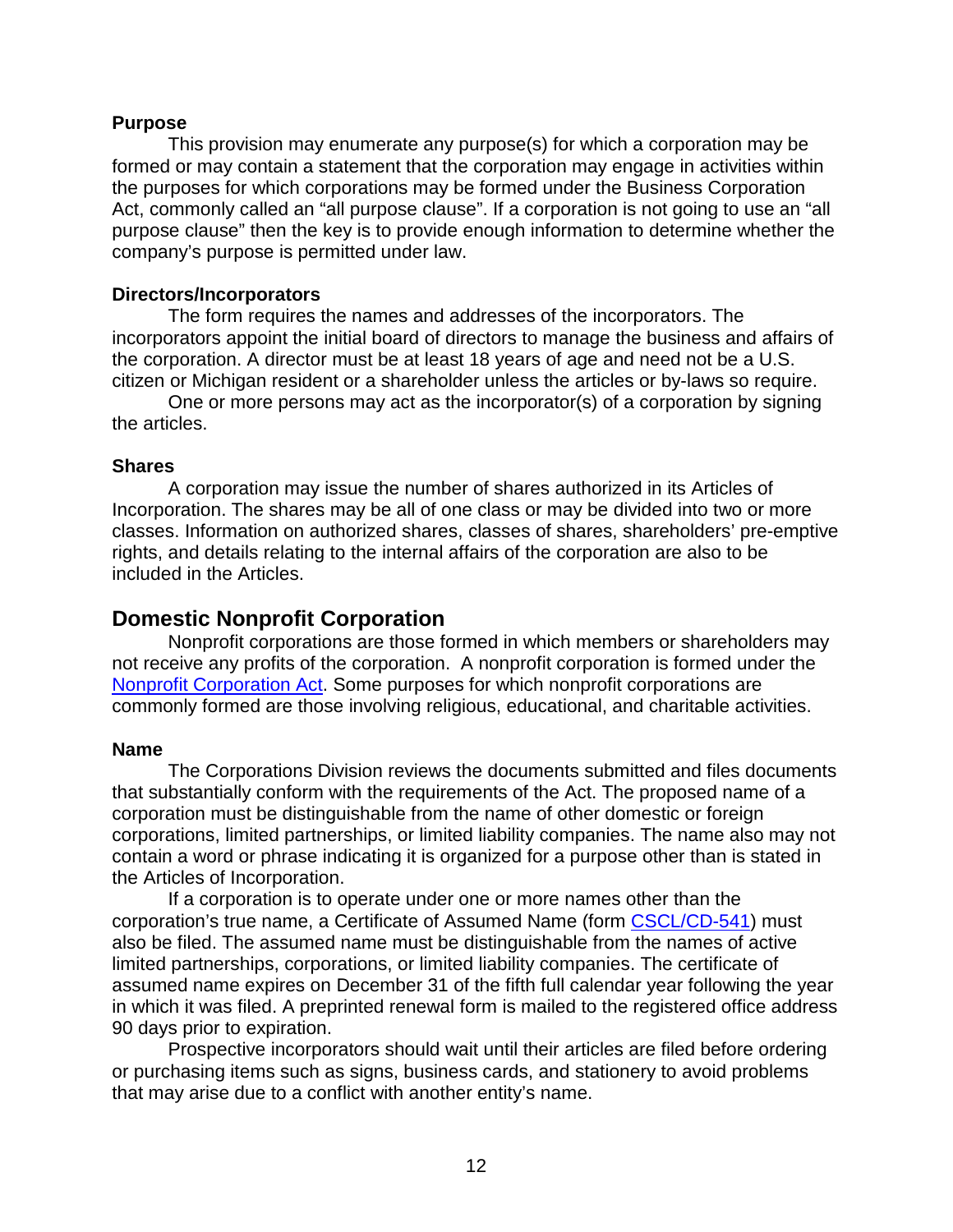### Purpose

This provision may enumerate any purpose(s) for which a corporation may be formed or may contain a statement that the corporation may engage in activities within the purposes for which corporations may be formed under the Business Corporation Act, commonly called an "all purpose clause". If a corporation is not going to use an "all purpose clause" then the key is to provide enough information to determine whether the company's purpose is permitted under law.

### Directors/Incorporators

The form requires the names and addresses of the incorporators. The incorporators appoint the initial board of directors to manage the business and affairs of the corporation. A director must be at least 18 years of age and need not be a U.S. citizen or Michigan resident or a shareholder unless the articles or by-laws so require.

One or more persons may act as the incorporator(s) of a corporation by signing the articles.

### Shares

A corporation may issue the number of shares authorized in its Articles of Incorporation. The shares may be all of one class or may be divided into two or more classes. Information on authorized shares, classes of shares, shareholders' pre-emptive rights, and details relating to the internal affairs of the corporation are also to be included in the Articles.

## Domestic Nonprofit Corporation

Nonprofit corporations are those formed in which members or shareholders may not receive any profits of the corporation. A nonprofit corporation is formed under the Nonprofit Corporation Act. Some purposes for which nonprofit corporations are commonly formed are those involving religious, educational, and charitable activities.

### Name

The Corporations Division reviews the documents submitted and files documents that substantially conform with the requirements of the Act. The proposed name of a corporation must be distinguishable from the name of other domestic or foreign corporations, limited partnerships, or limited liability companies. The name also may not contain a word or phrase indicating it is organized for a purpose other than is stated in the Articles of Incorporation.

If a corporation is to operate under one or more names other than the corporation's true name, a Certificate of Assumed Name (form CSCL/CD-541) must also be filed. The assumed name must be distinguishable from the names of active limited partnerships, corporations, or limited liability companies. The certificate of assumed name expires on December 31 of the fifth full calendar year following the year in which it was filed. A preprinted renewal form is mailed to the registered office address 90 days prior to expiration.

Prospective incorporators should wait until their articles are filed before ordering or purchasing items such as signs, business cards, and stationery to avoid problems that may arise due to a conflict with another entity's name.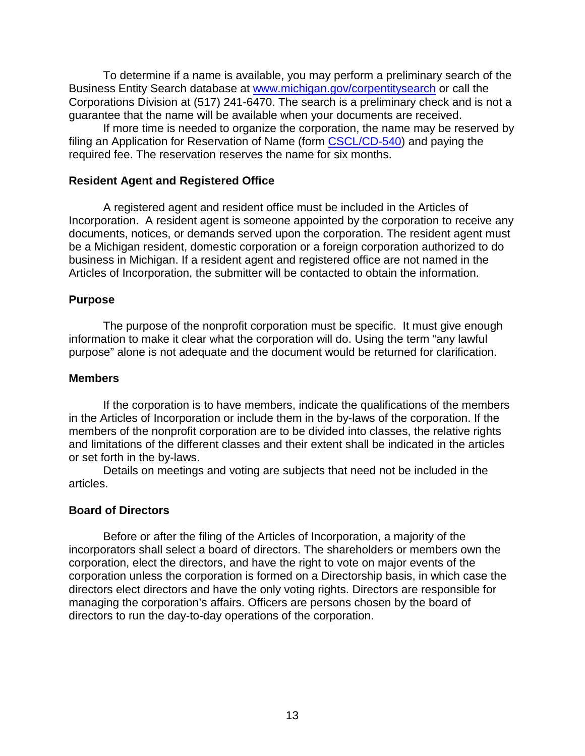To determine if a name is available, you may perform a preliminary search of the Business Entity Search database at [www.michigan.gov/corpentitysearch](www.michigan.gov/corpentitysearch) or call the Corporations Division at (517) 241-6470. The search is a preliminary check and is not a guarantee that the name will be available when your documents are received.

If more time is needed to organize the corporation, the name may be reserved by filing an Application for Reservation of Name (form CSCL/CD-540) and paying the required fee. The reservation reserves the name for six months.

**Resident Agent and Registered Office**

A registered agent and resident office must be included in the Articles of Incorporation. A resident agent is someone appointed by the corporation to receive any documents, notices, or demands served upon the corporation. The resident agent must be a Michigan resident, domestic corporation or a foreign corporation authorized to do business in Michigan. If a resident agent and registered office are not named in the Articles of Incorporation, the submitter will be contacted to obtain the information.

**Purpose**

The purpose of the nonprofit corporation must be specific. It must give enough information to make it clear what the corporation will do. Using the term "any lawful purpose" alone is not adequate and the document would be returned for clarification.

**Members**

If the corporation is to have members, indicate the qualifications of the members in the Articles of Incorporation or include them in the by-laws of the corporation. If the members of the nonprofit corporation are to be divided into classes, the relative rights and limitations of the different classes and their extent shall be indicated in the articles or set forth in the by-laws.

Details on meetings and voting are subjects that need not be included in the articles.

**Board of Directors**

Before or after the filing of the Articles of Incorporation, a majority of the incorporators shall select a board of directors. The shareholders or members own the corporation, elect the directors, and have the right to vote on major events of the corporation unless the corporation is formed on a Directorship basis, in which case the directors elect directors and have the only voting rights. Directors are responsible for managing the corporation's affairs. Officers are persons chosen by the board of directors to run the day-to-day operations of the corporation.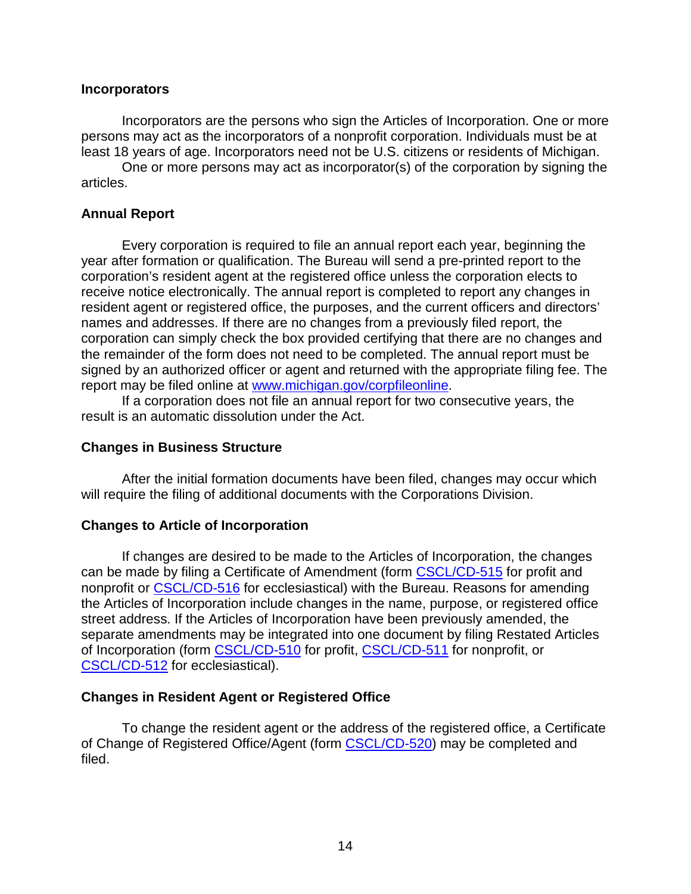### Incorporators

Incorporators are the persons who sign the Articles of Incorporation. One or more persons may act as the incorporators of a nonprofit corporation. Individuals must be at least 18 years of age. Incorporators need not be U.S. citizens or residents of Michigan.

One or more persons may act as incorporator(s) of the corporation by signing the articles.

### Annual Report

Every corporation is required to file an annual report each year, beginning the year after formation or qualification. The Bureau will send a pre-printed report to the corporation's resident agent at the registered office unless the corporation elects to receive notice electronically. The annual report is completed to report any changes in resident agent or registered office, the purposes, and the current officers and directors' names and addresses. If there are no changes from a previously filed report, the corporation can simply check the box provided certifying that there are no changes and the remainder of the form does not need to be completed. The annual report must be signed by an authorized officer or agent and returned with the appropriate filing fee. The report may be filed online at [www.michigan.gov/corpfileonline](www.michigan.gov/corpfileonline).

If a corporation does not file an annual report for two consecutive years, the result is an automatic dissolution under the Act.

### Changes in Business Structure

After the initial formation documents have been filed, changes may occur which will require the filing of additional documents with the Corporations Division.

### Changes to Article of Incorporation

If changes are desired to be made to the Articles of Incorporation, the changes can be made by filing a Certificate of Amendment (form CSCL/CD-515 for profit and nonprofit or CSCL/CD-516 for ecclesiastical) with the Bureau. Reasons for amending the Articles of Incorporation include changes in the name, purpose, or registered office street address. If the Articles of Incorporation have been previously amended, the separate amendments may be integrated into one document by filing Restated Articles of Incorporation (form CSCL/CD-510 for profit, CSCL/CD-511 for nonprofit, or CSCL/CD-512 for ecclesiastical).

### Changes in Resident Agent or Registered Office

To change the resident agent or the address of the registered office, a Certificate of Change of Registered Office/Agent (form CSCL/CD-520) may be completed and filed.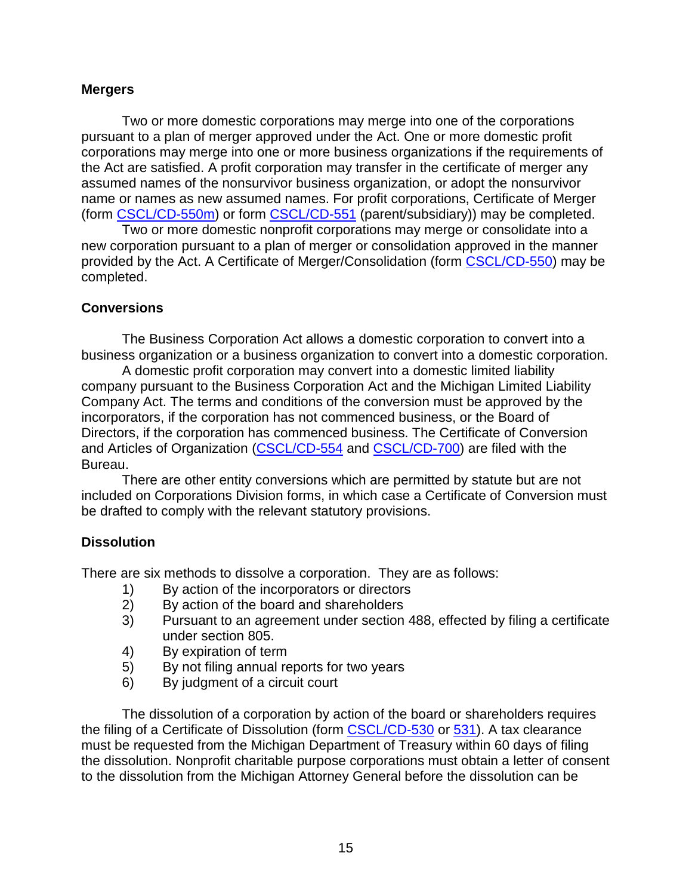**Mergers**

Two or more domestic corporations may merge into one of the corporations pursuant to a plan of merger approved under the Act. One or more domestic profit corporations may merge into one or more business organizations if the requirements of the Act are satisfied. A profit corporation may transfer in the certificate of merger any assumed names of the nonsurvivor business organization, or adopt the nonsurvivor name or names as new assumed names. For profit corporations, Certificate of Merger (form CSCL/CD-550m) or form CSCL/CD-551 (parent/subsidiary)) may be completed.

Two or more domestic nonprofit corporations may merge or consolidate into a new corporation pursuant to a plan of merger or consolidation approved in the manner provided by the Act. A Certificate of Merger/Consolidation (form CSCL/CD-550) may be completed.

**Conversions**

The Business Corporation Act allows a domestic corporation to convert into a business organization or a business organization to convert into a domestic corporation.

A domestic profit corporation may convert into a domestic limited liability company pursuant to the Business Corporation Act and the Michigan Limited Liability Company Act. The terms and conditions of the conversion must be approved by the incorporators, if the corporation has not commenced business, or the Board of Directors, if the corporation has commenced business. The Certificate of Conversion and Articles of Organization (CSCL/CD-554 and CSCL/CD-700) are filed with the Bureau.

There are other entity conversions which are permitted by statute but are not included on Corporations Division forms, in which case a Certificate of Conversion must be drafted to comply with the relevant statutory provisions.

**Dissolution**

There are six methods to dissolve a corporation. They are as follows:

1) By action of the incorporators or directors
2) By action of the board and shareholders
3) Pursuant to an agreement under section 488, effected by filing a certificate under section 805.
4) By expiration of term
5) By not filing annual reports for two years
6) By judgment of a circuit court

The dissolution of a corporation by action of the board or shareholders requires the filing of a Certificate of Dissolution (form CSCL/CD-530 or 531). A tax clearance must be requested from the Michigan Department of Treasury within 60 days of filing the dissolution. Nonprofit charitable purpose corporations must obtain a letter of consent to the dissolution from the Michigan Attorney General before the dissolution can be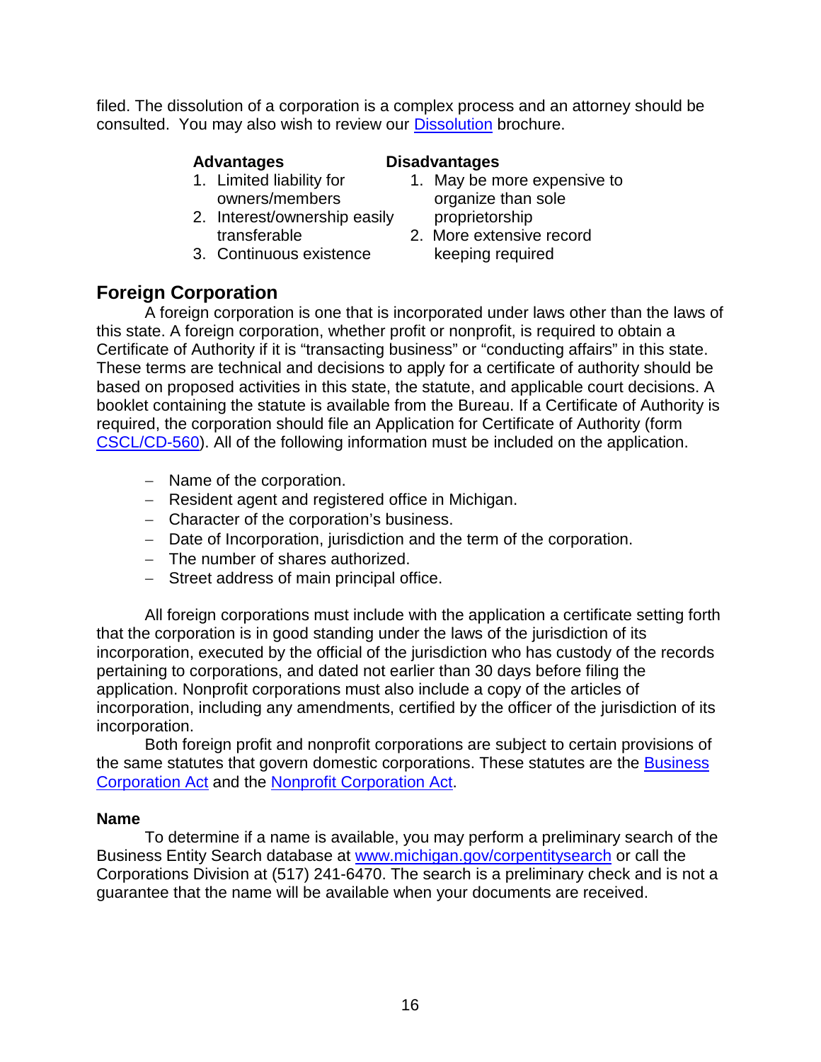filed. The dissolution of a corporation is a complex process and an attorney should be consulted. You may also wish to review our Dissolution brochure.

| Advantages | Disadvantages |
|---|---|
| 1. Limited liability for owners/members | 1. May be more expensive to organize than sole proprietorship |
| 2. Interest/ownership easily transferable | 2. More extensive record keeping required |
| 3. Continuous existence | |

## Foreign Corporation

A foreign corporation is one that is incorporated under laws other than the laws of this state. A foreign corporation, whether profit or nonprofit, is required to obtain a Certificate of Authority if it is "transacting business" or "conducting affairs" in this state. These terms are technical and decisions to apply for a certificate of authority should be based on proposed activities in this state, the statute, and applicable court decisions. A booklet containing the statute is available from the Bureau. If a Certificate of Authority is required, the corporation should file an Application for Certificate of Authority (form CSCL/CD-560). All of the following information must be included on the application.

- Name of the corporation.
- Resident agent and registered office in Michigan.
- Character of the corporation's business.
- Date of Incorporation, jurisdiction and the term of the corporation.
- The number of shares authorized.
- Street address of main principal office.

All foreign corporations must include with the application a certificate setting forth that the corporation is in good standing under the laws of the jurisdiction of its incorporation, executed by the official of the jurisdiction who has custody of the records pertaining to corporations, and dated not earlier than 30 days before filing the application. Nonprofit corporations must also include a copy of the articles of incorporation, including any amendments, certified by the officer of the jurisdiction of its incorporation.

Both foreign profit and nonprofit corporations are subject to certain provisions of the same statutes that govern domestic corporations. These statutes are the Business Corporation Act and the Nonprofit Corporation Act.

### Name

To determine if a name is available, you may perform a preliminary search of the Business Entity Search database at www.michigan.gov/corpentitysearch or call the Corporations Division at (517) 241-6470. The search is a preliminary check and is not a guarantee that the name will be available when your documents are received.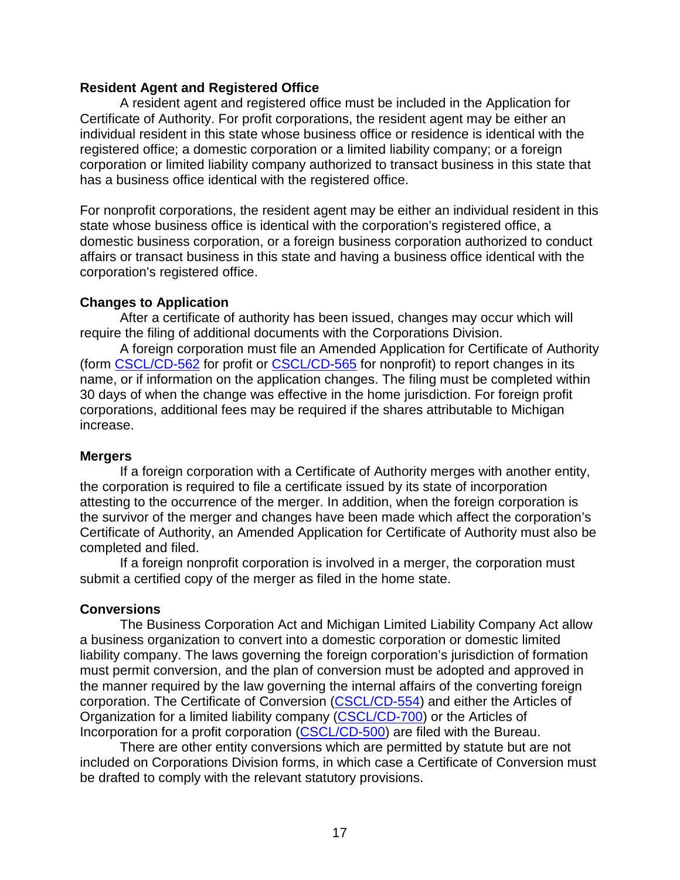**Resident Agent and Registered Office**

A resident agent and registered office must be included in the Application for Certificate of Authority. For profit corporations, the resident agent may be either an individual resident in this state whose business office or residence is identical with the registered office; a domestic corporation or a limited liability company; or a foreign corporation or limited liability company authorized to transact business in this state that has a business office identical with the registered office.

For nonprofit corporations, the resident agent may be either an individual resident in this state whose business office is identical with the corporation's registered office, a domestic business corporation, or a foreign business corporation authorized to conduct affairs or transact business in this state and having a business office identical with the corporation's registered office.

**Changes to Application**

After a certificate of authority has been issued, changes may occur which will require the filing of additional documents with the Corporations Division.

A foreign corporation must file an Amended Application for Certificate of Authority (form CSCL/CD-562 for profit or CSCL/CD-565 for nonprofit) to report changes in its name, or if information on the application changes. The filing must be completed within 30 days of when the change was effective in the home jurisdiction. For foreign profit corporations, additional fees may be required if the shares attributable to Michigan increase.

**Mergers**

If a foreign corporation with a Certificate of Authority merges with another entity, the corporation is required to file a certificate issued by its state of incorporation attesting to the occurrence of the merger. In addition, when the foreign corporation is the survivor of the merger and changes have been made which affect the corporation's Certificate of Authority, an Amended Application for Certificate of Authority must also be completed and filed.

If a foreign nonprofit corporation is involved in a merger, the corporation must submit a certified copy of the merger as filed in the home state.

**Conversions**

The Business Corporation Act and Michigan Limited Liability Company Act allow a business organization to convert into a domestic corporation or domestic limited liability company. The laws governing the foreign corporation's jurisdiction of formation must permit conversion, and the plan of conversion must be adopted and approved in the manner required by the law governing the internal affairs of the converting foreign corporation. The Certificate of Conversion (CSCL/CD-554) and either the Articles of Organization for a limited liability company (CSCL/CD-700) or the Articles of Incorporation for a profit corporation (CSCL/CD-500) are filed with the Bureau.

There are other entity conversions which are permitted by statute but are not included on Corporations Division forms, in which case a Certificate of Conversion must be drafted to comply with the relevant statutory provisions.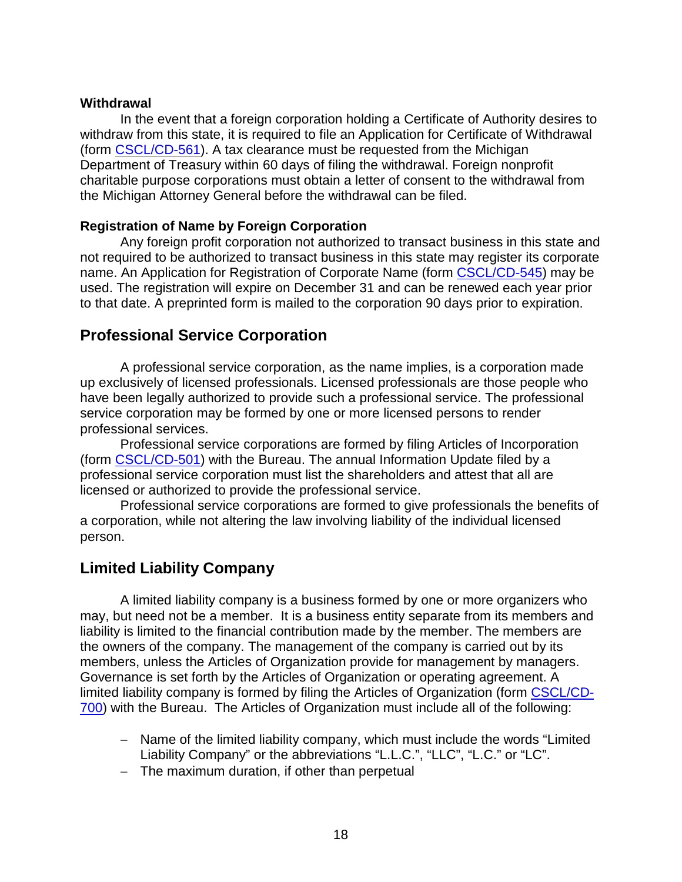**Withdrawal**

In the event that a foreign corporation holding a Certificate of Authority desires to withdraw from this state, it is required to file an Application for Certificate of Withdrawal (form CSCL/CD-561). A tax clearance must be requested from the Michigan Department of Treasury within 60 days of filing the withdrawal. Foreign nonprofit charitable purpose corporations must obtain a letter of consent to the withdrawal from the Michigan Attorney General before the withdrawal can be filed.

**Registration of Name by Foreign Corporation**

Any foreign profit corporation not authorized to transact business in this state and not required to be authorized to transact business in this state may register its corporate name. An Application for Registration of Corporate Name (form CSCL/CD-545) may be used. The registration will expire on December 31 and can be renewed each year prior to that date. A preprinted form is mailed to the corporation 90 days prior to expiration.

## Professional Service Corporation

A professional service corporation, as the name implies, is a corporation made up exclusively of licensed professionals. Licensed professionals are those people who have been legally authorized to provide such a professional service. The professional service corporation may be formed by one or more licensed persons to render professional services.

Professional service corporations are formed by filing Articles of Incorporation (form CSCL/CD-501) with the Bureau. The annual Information Update filed by a professional service corporation must list the shareholders and attest that all are licensed or authorized to provide the professional service.

Professional service corporations are formed to give professionals the benefits of a corporation, while not altering the law involving liability of the individual licensed person.

## Limited Liability Company

A limited liability company is a business formed by one or more organizers who may, but need not be a member. It is a business entity separate from its members and liability is limited to the financial contribution made by the member. The members are the owners of the company. The management of the company is carried out by its members, unless the Articles of Organization provide for management by managers. Governance is set forth by the Articles of Organization or operating agreement. A limited liability company is formed by filing the Articles of Organization (form CSCL/CD-700) with the Bureau. The Articles of Organization must include all of the following:

- Name of the limited liability company, which must include the words "Limited Liability Company" or the abbreviations "L.L.C.", "LLC", "L.C." or "LC".
- The maximum duration, if other than perpetual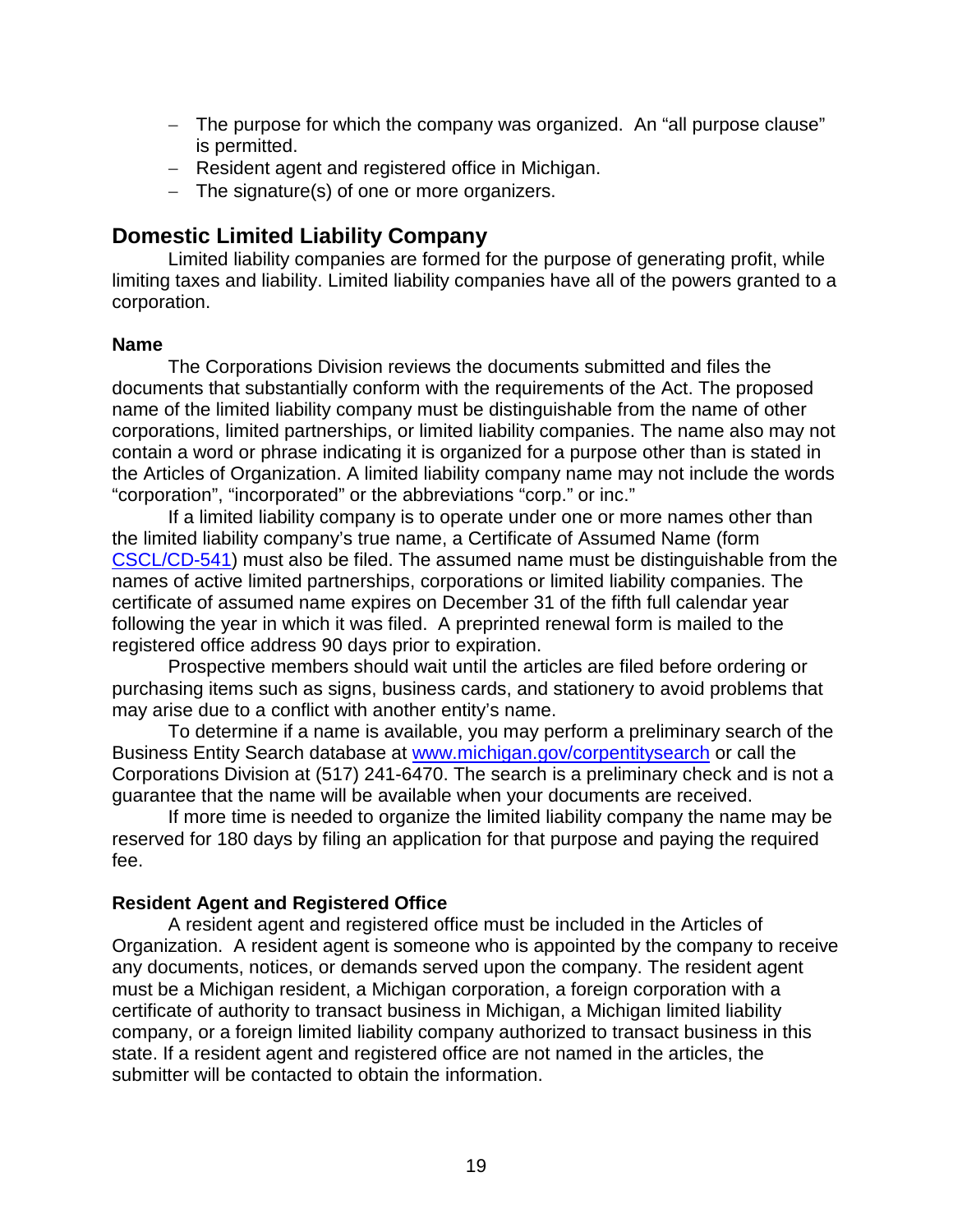- The purpose for which the company was organized. An "all purpose clause" is permitted.
- Resident agent and registered office in Michigan.
- The signature(s) of one or more organizers.

## Domestic Limited Liability Company

Limited liability companies are formed for the purpose of generating profit, while limiting taxes and liability. Limited liability companies have all of the powers granted to a corporation.

### Name

The Corporations Division reviews the documents submitted and files the documents that substantially conform with the requirements of the Act. The proposed name of the limited liability company must be distinguishable from the name of other corporations, limited partnerships, or limited liability companies. The name also may not contain a word or phrase indicating it is organized for a purpose other than is stated in the Articles of Organization. A limited liability company name may not include the words "corporation", "incorporated" or the abbreviations "corp." or inc."

If a limited liability company is to operate under one or more names other than the limited liability company's true name, a Certificate of Assumed Name (form CSCL/CD-541) must also be filed. The assumed name must be distinguishable from the names of active limited partnerships, corporations or limited liability companies. The certificate of assumed name expires on December 31 of the fifth full calendar year following the year in which it was filed. A preprinted renewal form is mailed to the registered office address 90 days prior to expiration.

Prospective members should wait until the articles are filed before ordering or purchasing items such as signs, business cards, and stationery to avoid problems that may arise due to a conflict with another entity's name.

To determine if a name is available, you may perform a preliminary search of the Business Entity Search database at www.michigan.gov/corpentitysearch or call the Corporations Division at (517) 241-6470. The search is a preliminary check and is not a guarantee that the name will be available when your documents are received.

If more time is needed to organize the limited liability company the name may be reserved for 180 days by filing an application for that purpose and paying the required fee.

### Resident Agent and Registered Office

A resident agent and registered office must be included in the Articles of Organization. A resident agent is someone who is appointed by the company to receive any documents, notices, or demands served upon the company. The resident agent must be a Michigan resident, a Michigan corporation, a foreign corporation with a certificate of authority to transact business in Michigan, a Michigan limited liability company, or a foreign limited liability company authorized to transact business in this state. If a resident agent and registered office are not named in the articles, the submitter will be contacted to obtain the information.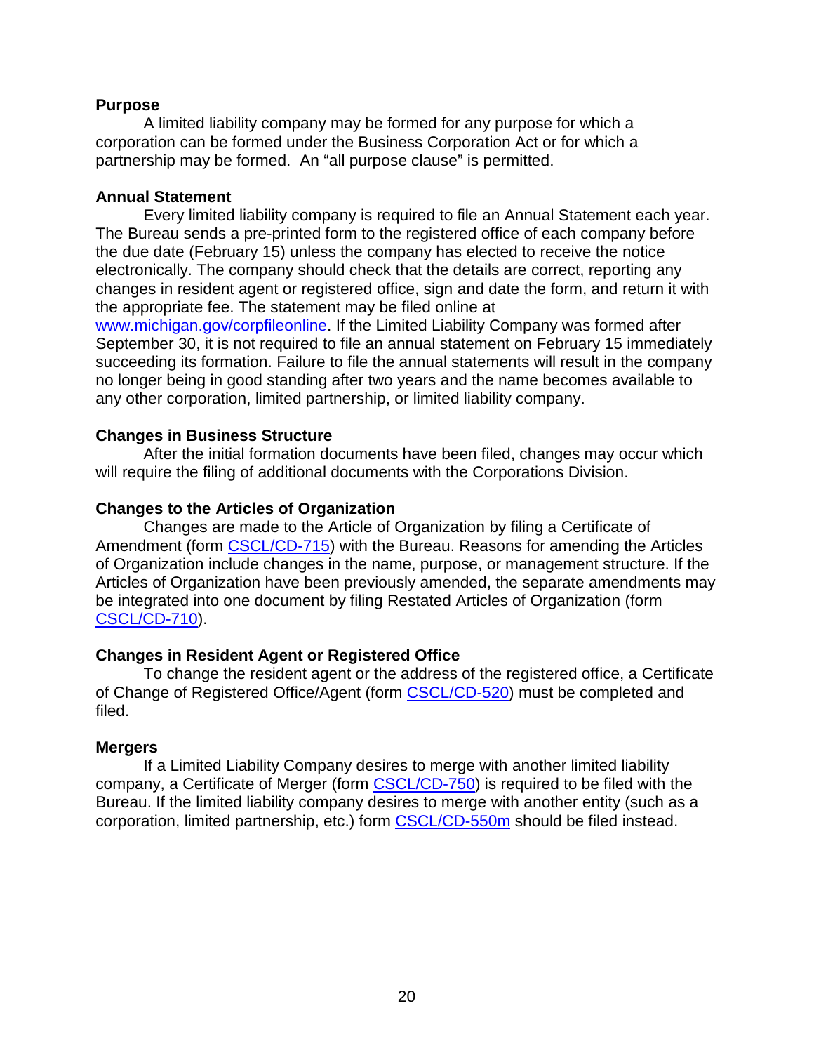**Purpose**

A limited liability company may be formed for any purpose for which a corporation can be formed under the Business Corporation Act or for which a partnership may be formed. An "all purpose clause" is permitted.

**Annual Statement**

Every limited liability company is required to file an Annual Statement each year. The Bureau sends a pre-printed form to the registered office of each company before the due date (February 15) unless the company has elected to receive the notice electronically. The company should check that the details are correct, reporting any changes in resident agent or registered office, sign and date the form, and return it with the appropriate fee. The statement may be filed online at www.michigan.gov/corpfileonline. If the Limited Liability Company was formed after September 30, it is not required to file an annual statement on February 15 immediately succeeding its formation. Failure to file the annual statements will result in the company no longer being in good standing after two years and the name becomes available to any other corporation, limited partnership, or limited liability company.

**Changes in Business Structure**

After the initial formation documents have been filed, changes may occur which will require the filing of additional documents with the Corporations Division.

**Changes to the Articles of Organization**

Changes are made to the Article of Organization by filing a Certificate of Amendment (form CSCL/CD-715) with the Bureau. Reasons for amending the Articles of Organization include changes in the name, purpose, or management structure. If the Articles of Organization have been previously amended, the separate amendments may be integrated into one document by filing Restated Articles of Organization (form CSCL/CD-710).

**Changes in Resident Agent or Registered Office**

To change the resident agent or the address of the registered office, a Certificate of Change of Registered Office/Agent (form CSCL/CD-520) must be completed and filed.

**Mergers**

If a Limited Liability Company desires to merge with another limited liability company, a Certificate of Merger (form CSCL/CD-750) is required to be filed with the Bureau. If the limited liability company desires to merge with another entity (such as a corporation, limited partnership, etc.) form CSCL/CD-550m should be filed instead.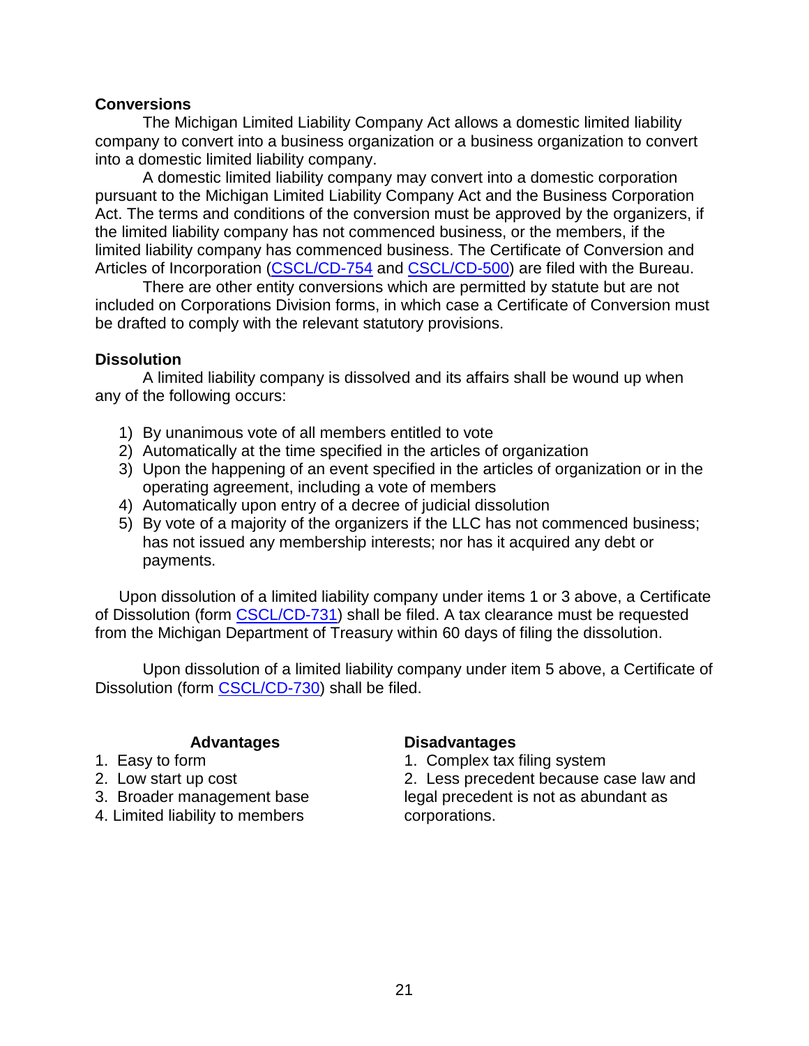## Conversions

The Michigan Limited Liability Company Act allows a domestic limited liability company to convert into a business organization or a business organization to convert into a domestic limited liability company.

A domestic limited liability company may convert into a domestic corporation pursuant to the Michigan Limited Liability Company Act and the Business Corporation Act. The terms and conditions of the conversion must be approved by the organizers, if the limited liability company has not commenced business, or the members, if the limited liability company has commenced business. The Certificate of Conversion and Articles of Incorporation (CSCL/CD-754 and CSCL/CD-500) are filed with the Bureau.

There are other entity conversions which are permitted by statute but are not included on Corporations Division forms, in which case a Certificate of Conversion must be drafted to comply with the relevant statutory provisions.

## Dissolution

A limited liability company is dissolved and its affairs shall be wound up when any of the following occurs:

1) By unanimous vote of all members entitled to vote
2) Automatically at the time specified in the articles of organization
3) Upon the happening of an event specified in the articles of organization or in the operating agreement, including a vote of members
4) Automatically upon entry of a decree of judicial dissolution
5) By vote of a majority of the organizers if the LLC has not commenced business; has not issued any membership interests; nor has it acquired any debt or payments.

Upon dissolution of a limited liability company under items 1 or 3 above, a Certificate of Dissolution (form CSCL/CD-731) shall be filed. A tax clearance must be requested from the Michigan Department of Treasury within 60 days of filing the dissolution.

Upon dissolution of a limited liability company under item 5 above, a Certificate of Dissolution (form CSCL/CD-730) shall be filed.

| **Advantages** | **Disadvantages** |
| --- | --- |
| 1. Easy to form | 1. Complex tax filing system |
| 2. Low start up cost | 2. Less precedent because case law and legal precedent is not as abundant as corporations. |
| 3. Broader management base | |
| 4. Limited liability to members | |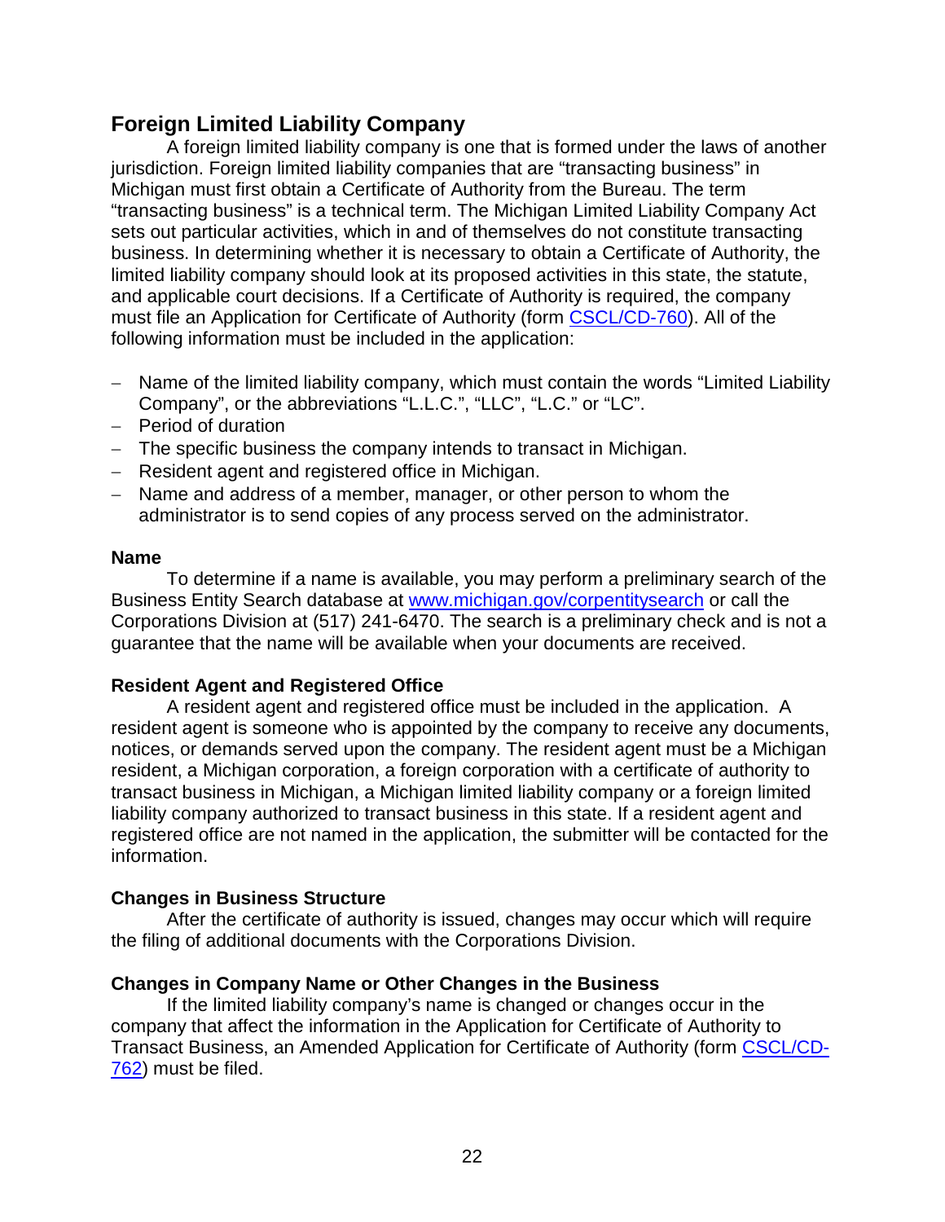## Foreign Limited Liability Company

A foreign limited liability company is one that is formed under the laws of another jurisdiction. Foreign limited liability companies that are "transacting business" in Michigan must first obtain a Certificate of Authority from the Bureau. The term "transacting business" is a technical term. The Michigan Limited Liability Company Act sets out particular activities, which in and of themselves do not constitute transacting business. In determining whether it is necessary to obtain a Certificate of Authority, the limited liability company should look at its proposed activities in this state, the statute, and applicable court decisions. If a Certificate of Authority is required, the company must file an Application for Certificate of Authority (form CSCL/CD-760). All of the following information must be included in the application:

- Name of the limited liability company, which must contain the words "Limited Liability Company", or the abbreviations "L.L.C.", "LLC", "L.C." or "LC".
- Period of duration
- The specific business the company intends to transact in Michigan.
- Resident agent and registered office in Michigan.
- Name and address of a member, manager, or other person to whom the administrator is to send copies of any process served on the administrator.

### Name

To determine if a name is available, you may perform a preliminary search of the Business Entity Search database at www.michigan.gov/corpentitysearch or call the Corporations Division at (517) 241-6470. The search is a preliminary check and is not a guarantee that the name will be available when your documents are received.

### Resident Agent and Registered Office

A resident agent and registered office must be included in the application. A resident agent is someone who is appointed by the company to receive any documents, notices, or demands served upon the company. The resident agent must be a Michigan resident, a Michigan corporation, a foreign corporation with a certificate of authority to transact business in Michigan, a Michigan limited liability company or a foreign limited liability company authorized to transact business in this state. If a resident agent and registered office are not named in the application, the submitter will be contacted for the information.

### Changes in Business Structure

After the certificate of authority is issued, changes may occur which will require the filing of additional documents with the Corporations Division.

### Changes in Company Name or Other Changes in the Business

If the limited liability company's name is changed or changes occur in the company that affect the information in the Application for Certificate of Authority to Transact Business, an Amended Application for Certificate of Authority (form CSCL/CD-762) must be filed.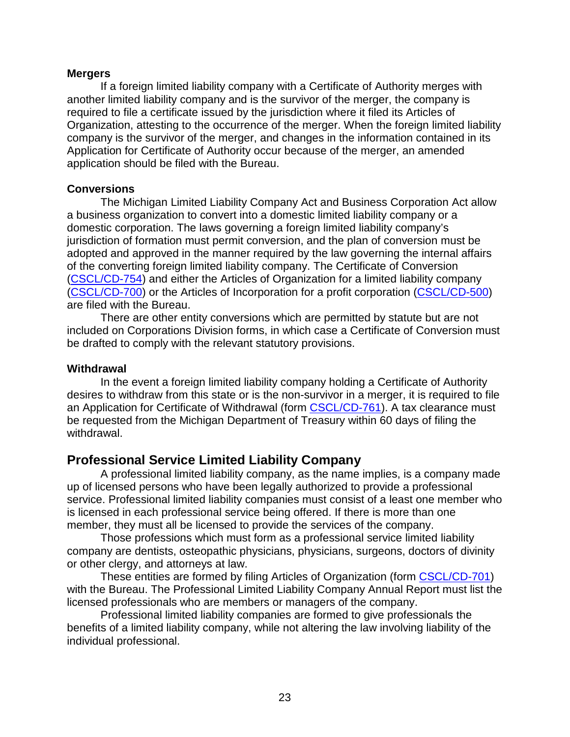**Mergers**

If a foreign limited liability company with a Certificate of Authority merges with another limited liability company and is the survivor of the merger, the company is required to file a certificate issued by the jurisdiction where it filed its Articles of Organization, attesting to the occurrence of the merger. When the foreign limited liability company is the survivor of the merger, and changes in the information contained in its Application for Certificate of Authority occur because of the merger, an amended application should be filed with the Bureau.

**Conversions**

The Michigan Limited Liability Company Act and Business Corporation Act allow a business organization to convert into a domestic limited liability company or a domestic corporation. The laws governing a foreign limited liability company's jurisdiction of formation must permit conversion, and the plan of conversion must be adopted and approved in the manner required by the law governing the internal affairs of the converting foreign limited liability company. The Certificate of Conversion (CSCL/CD-754) and either the Articles of Organization for a limited liability company (CSCL/CD-700) or the Articles of Incorporation for a profit corporation (CSCL/CD-500) are filed with the Bureau.

There are other entity conversions which are permitted by statute but are not included on Corporations Division forms, in which case a Certificate of Conversion must be drafted to comply with the relevant statutory provisions.

**Withdrawal**

In the event a foreign limited liability company holding a Certificate of Authority desires to withdraw from this state or is the non-survivor in a merger, it is required to file an Application for Certificate of Withdrawal (form CSCL/CD-761). A tax clearance must be requested from the Michigan Department of Treasury within 60 days of filing the withdrawal.

## Professional Service Limited Liability Company

A professional limited liability company, as the name implies, is a company made up of licensed persons who have been legally authorized to provide a professional service. Professional limited liability companies must consist of a least one member who is licensed in each professional service being offered. If there is more than one member, they must all be licensed to provide the services of the company.

Those professions which must form as a professional service limited liability company are dentists, osteopathic physicians, physicians, surgeons, doctors of divinity or other clergy, and attorneys at law.

These entities are formed by filing Articles of Organization (form CSCL/CD-701) with the Bureau. The Professional Limited Liability Company Annual Report must list the licensed professionals who are members or managers of the company.

Professional limited liability companies are formed to give professionals the benefits of a limited liability company, while not altering the law involving liability of the individual professional.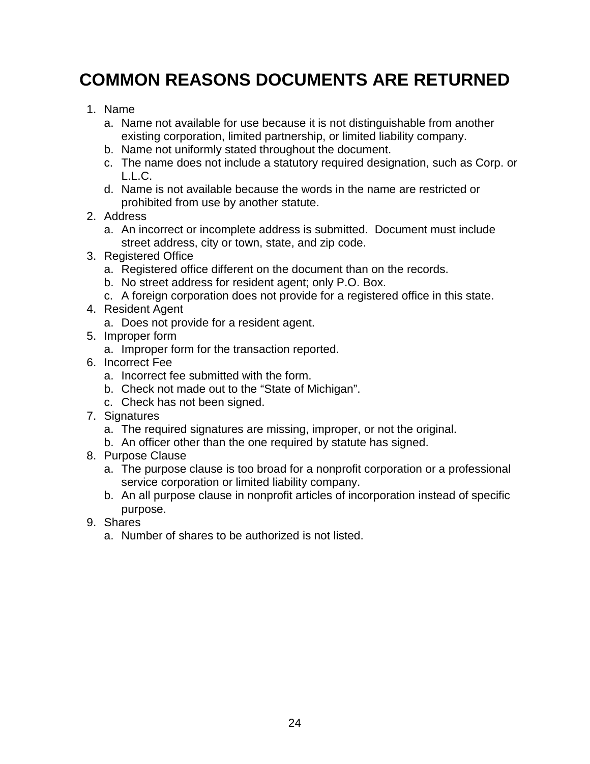# COMMON REASONS DOCUMENTS ARE RETURNED

1. Name
   a. Name not available for use because it is not distinguishable from another existing corporation, limited partnership, or limited liability company.
   b. Name not uniformly stated throughout the document.
   c. The name does not include a statutory required designation, such as Corp. or L.L.C.
   d. Name is not available because the words in the name are restricted or prohibited from use by another statute.
2. Address
   a. An incorrect or incomplete address is submitted. Document must include street address, city or town, state, and zip code.
3. Registered Office
   a. Registered office different on the document than on the records.
   b. No street address for resident agent; only P.O. Box.
   c. A foreign corporation does not provide for a registered office in this state.
4. Resident Agent
   a. Does not provide for a resident agent.
5. Improper form
   a. Improper form for the transaction reported.
6. Incorrect Fee
   a. Incorrect fee submitted with the form.
   b. Check not made out to the "State of Michigan".
   c. Check has not been signed.
7. Signatures
   a. The required signatures are missing, improper, or not the original.
   b. An officer other than the one required by statute has signed.
8. Purpose Clause
   a. The purpose clause is too broad for a nonprofit corporation or a professional service corporation or limited liability company.
   b. An all purpose clause in nonprofit articles of incorporation instead of specific purpose.
9. Shares
   a. Number of shares to be authorized is not listed.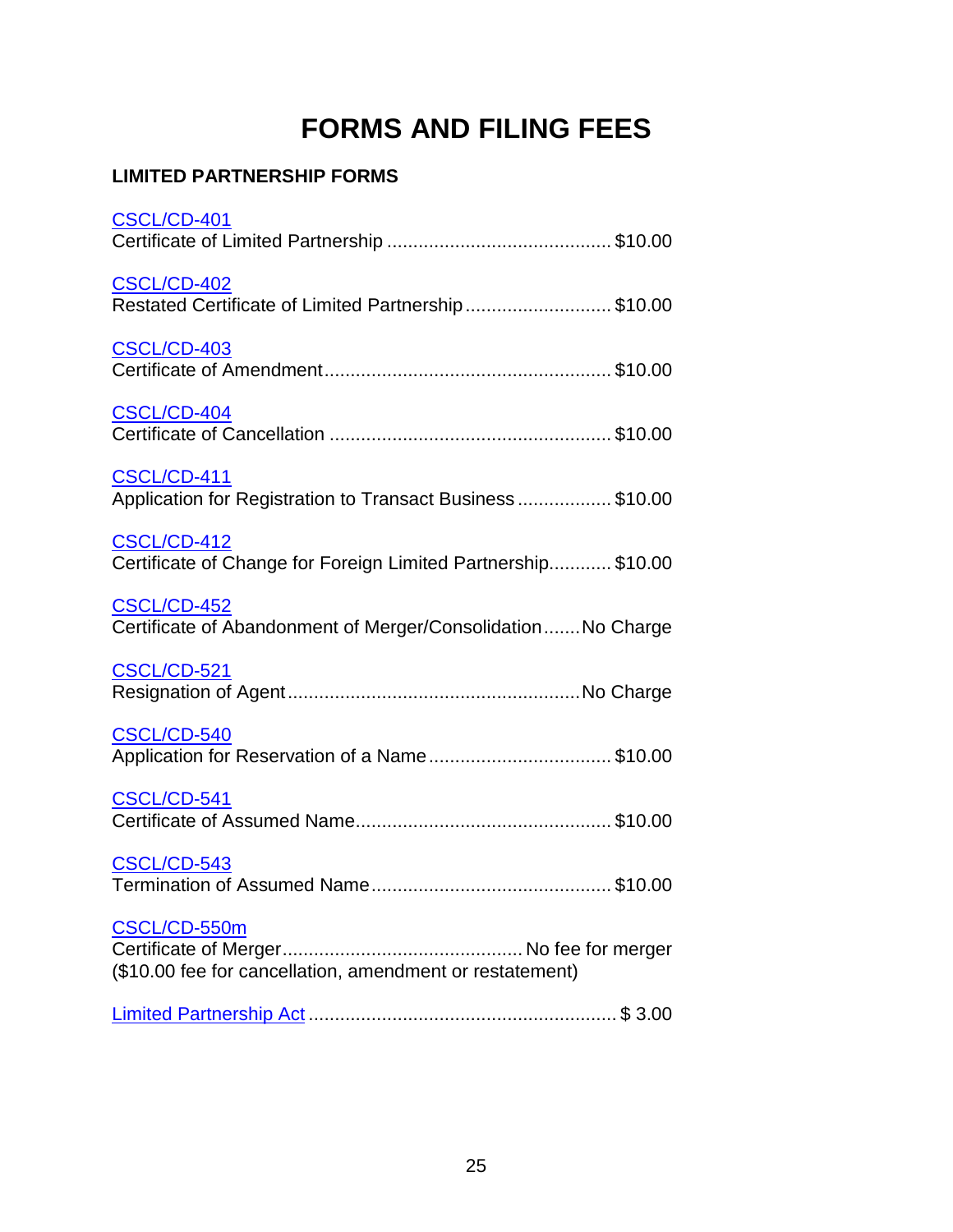# FORMS AND FILING FEES

**LIMITED PARTNERSHIP FORMS**

CSCL/CD-401
Certificate of Limited Partnership ........................................... $10.00

CSCL/CD-402
Restated Certificate of Limited Partnership ............................ $10.00

CSCL/CD-403
Certificate of Amendment....................................................... $10.00

CSCL/CD-404
Certificate of Cancellation ...................................................... $10.00

CSCL/CD-411
Application for Registration to Transact Business .................. $10.00

CSCL/CD-412
Certificate of Change for Foreign Limited Partnership............ $10.00

CSCL/CD-452
Certificate of Abandonment of Merger/Consolidation....... No Charge

CSCL/CD-521
Resignation of Agent........................................................ No Charge

CSCL/CD-540
Application for Reservation of a Name ................................... $10.00

CSCL/CD-541
Certificate of Assumed Name................................................. $10.00

CSCL/CD-543
Termination of Assumed Name.............................................. $10.00

CSCL/CD-550m
Certificate of Merger............................................. No fee for merger
($10.00 fee for cancellation, amendment or restatement)

Limited Partnership Act ........................................................... $ 3.00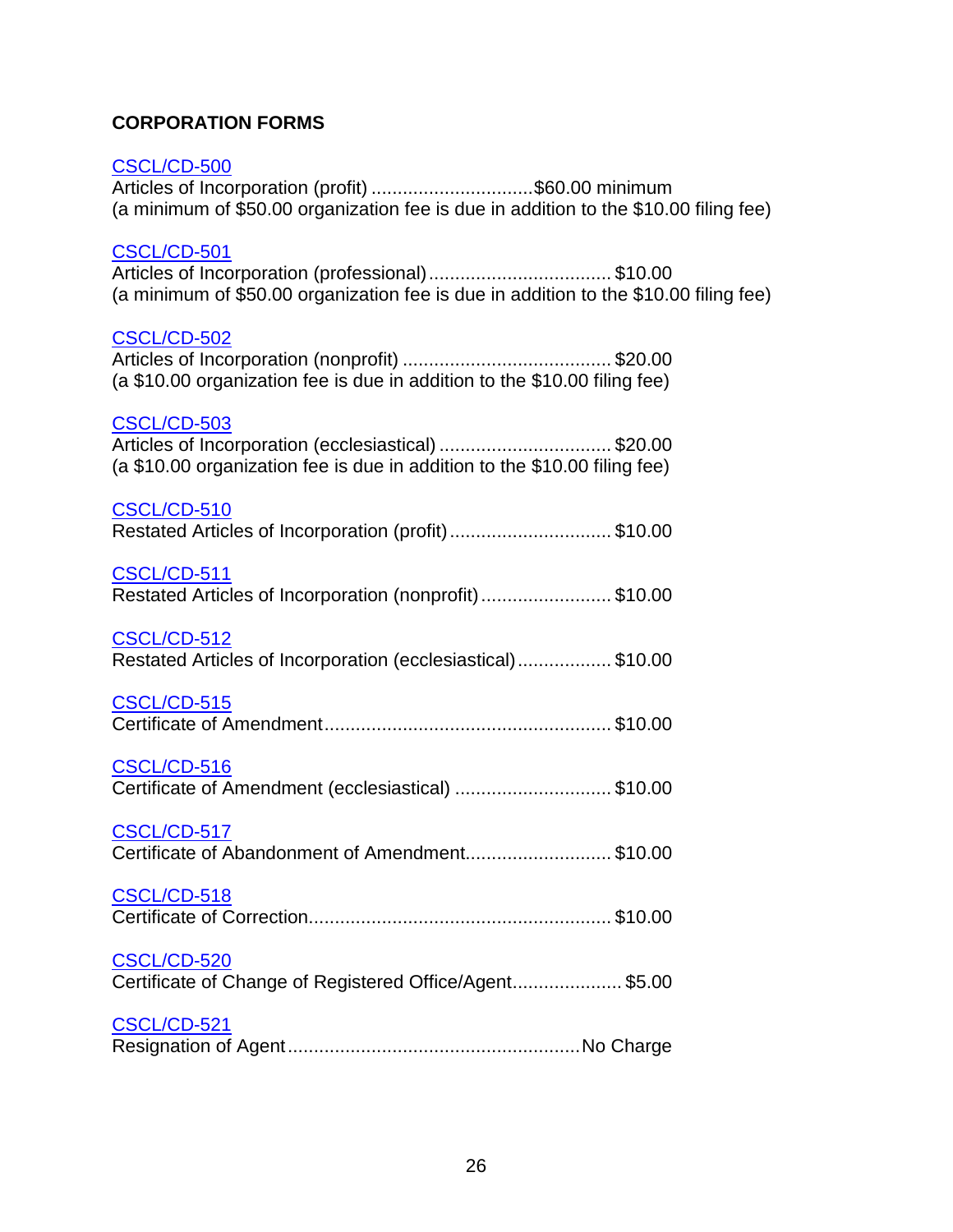**CORPORATION FORMS**

CSCL/CD-500
Articles of Incorporation (profit) ..............................$60.00 minimum
(a minimum of $50.00 organization fee is due in addition to the $10.00 filing fee)

CSCL/CD-501
Articles of Incorporation (professional).................................. $10.00
(a minimum of $50.00 organization fee is due in addition to the $10.00 filing fee)

CSCL/CD-502
Articles of Incorporation (nonprofit) ....................................... $20.00
(a $10.00 organization fee is due in addition to the $10.00 filing fee)

CSCL/CD-503
Articles of Incorporation (ecclesiastical) ................................ $20.00
(a $10.00 organization fee is due in addition to the $10.00 filing fee)

CSCL/CD-510
Restated Articles of Incorporation (profit)............................... $10.00

CSCL/CD-511
Restated Articles of Incorporation (nonprofit)......................... $10.00

CSCL/CD-512
Restated Articles of Incorporation (ecclesiastical).................. $10.00

CSCL/CD-515
Certificate of Amendment...................................................... $10.00

CSCL/CD-516
Certificate of Amendment (ecclesiastical) .............................. $10.00

CSCL/CD-517
Certificate of Abandonment of Amendment............................ $10.00

CSCL/CD-518
Certificate of Correction......................................................... $10.00

CSCL/CD-520
Certificate of Change of Registered Office/Agent..................... $5.00

CSCL/CD-521
Resignation of Agent.......................................................No Charge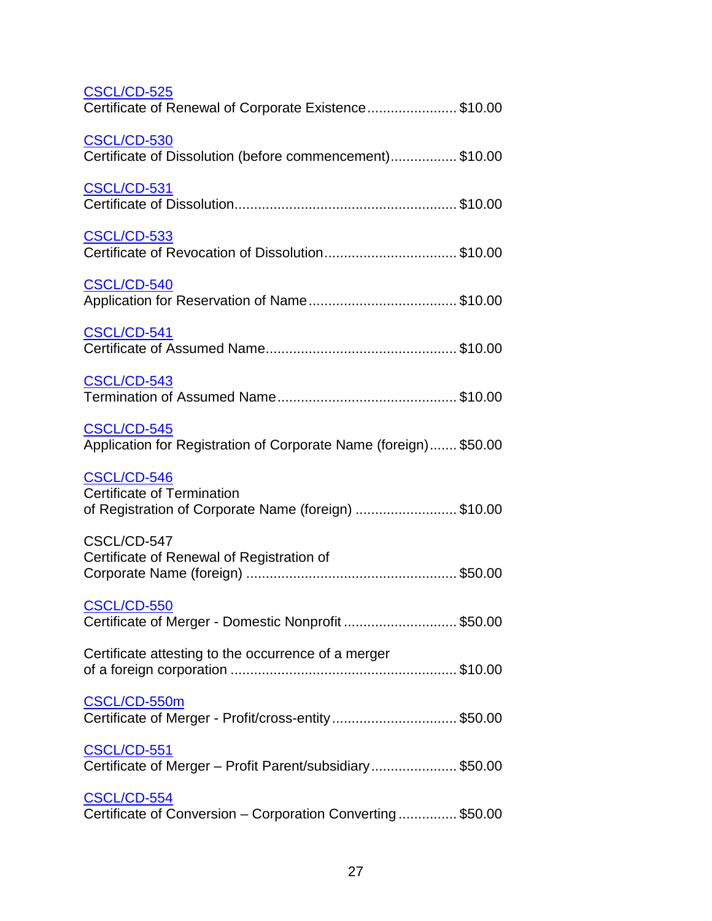CSCL/CD-525
Certificate of Renewal of Corporate Existence....................... $10.00

CSCL/CD-530
Certificate of Dissolution (before commencement)................. $10.00

CSCL/CD-531
Certificate of Dissolution........................................................ $10.00

CSCL/CD-533
Certificate of Revocation of Dissolution.................................. $10.00

CSCL/CD-540
Application for Reservation of Name...................................... $10.00

CSCL/CD-541
Certificate of Assumed Name................................................. $10.00

CSCL/CD-543
Termination of Assumed Name.............................................. $10.00

CSCL/CD-545
Application for Registration of Corporate Name (foreign)....... $50.00

CSCL/CD-546
Certificate of Termination
of Registration of Corporate Name (foreign) .......................... $10.00

CSCL/CD-547
Certificate of Renewal of Registration of
Corporate Name (foreign) ..................................................... $50.00

CSCL/CD-550
Certificate of Merger - Domestic Nonprofit ............................. $50.00

Certificate attesting to the occurrence of a merger
of a foreign corporation .......................................................... $10.00

CSCL/CD-550m
Certificate of Merger - Profit/cross-entity................................ $50.00

CSCL/CD-551
Certificate of Merger – Profit Parent/subsidiary...................... $50.00

CSCL/CD-554
Certificate of Conversion – Corporation Converting ............... $50.00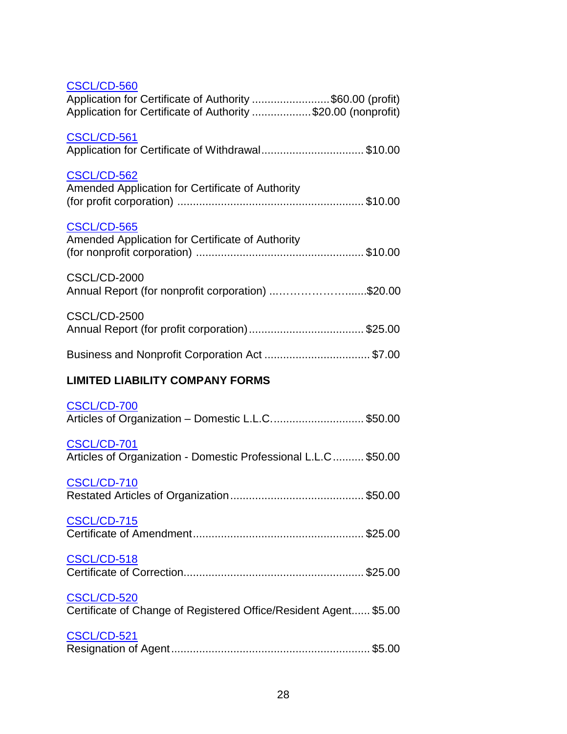CSCL/CD-560
Application for Certificate of Authority ........................$60.00 (profit)
Application for Certificate of Authority ..................$20.00 (nonprofit)

CSCL/CD-561
Application for Certificate of Withdrawal................................ $10.00

CSCL/CD-562
Amended Application for Certificate of Authority
(for profit corporation) .......................................................... $10.00

CSCL/CD-565
Amended Application for Certificate of Authority
(for nonprofit corporation) ..................................................... $10.00

CSCL/CD-2000
Annual Report (for nonprofit corporation) ..…………………......$20.00

CSCL/CD-2500
Annual Report (for profit corporation).................................... $25.00

Business and Nonprofit Corporation Act ................................. $7.00

**LIMITED LIABILITY COMPANY FORMS**

CSCL/CD-700
Articles of Organization – Domestic L.L.C............................. $50.00

CSCL/CD-701
Articles of Organization - Domestic Professional L.L.C.......... $50.00

CSCL/CD-710
Restated Articles of Organization.......................................... $50.00

CSCL/CD-715
Certificate of Amendment...................................................... $25.00

CSCL/CD-518
Certificate of Correction......................................................... $25.00

CSCL/CD-520
Certificate of Change of Registered Office/Resident Agent...... $5.00

CSCL/CD-521
Resignation of Agent............................................................... $5.00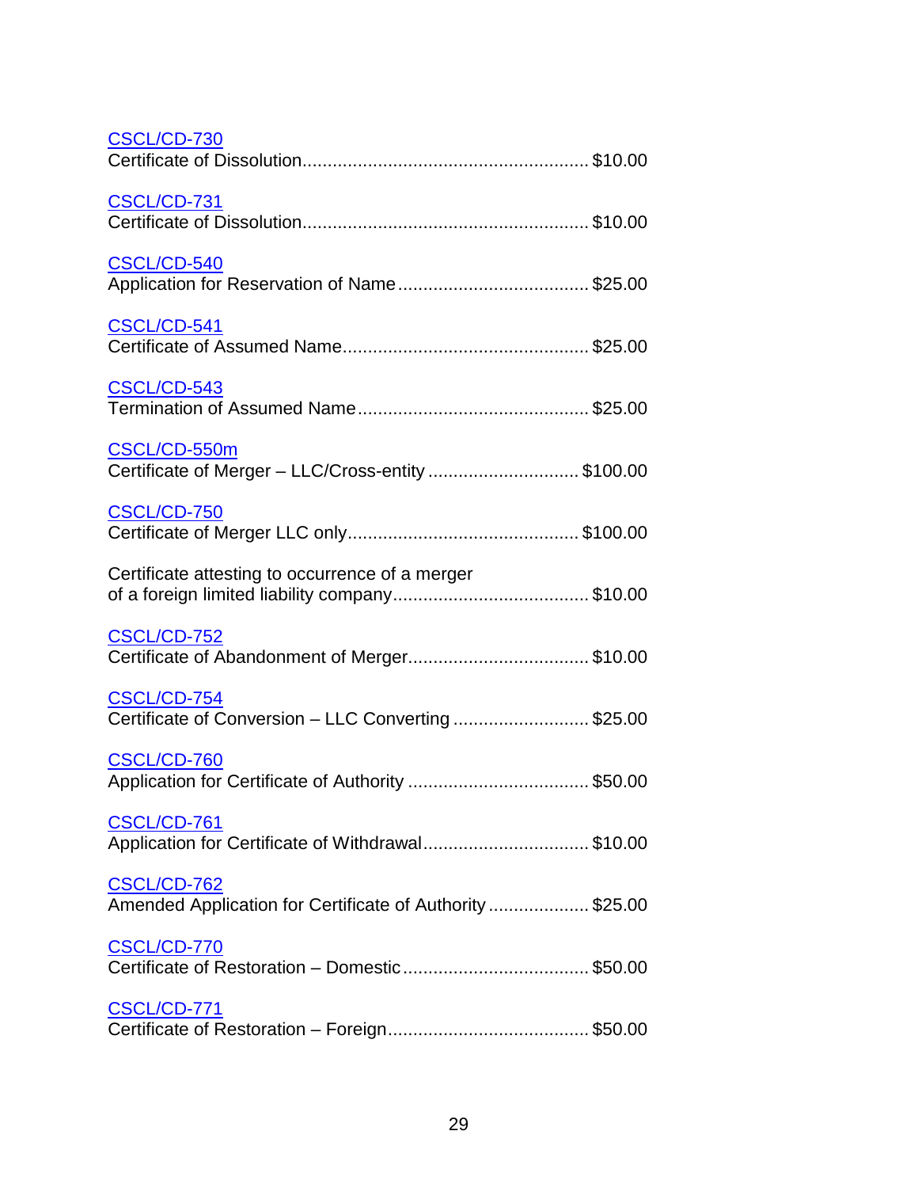CSCL/CD-730
Certificate of Dissolution........................................................ $10.00

CSCL/CD-731
Certificate of Dissolution........................................................ $10.00

CSCL/CD-540
Application for Reservation of Name..................................... $25.00

CSCL/CD-541
Certificate of Assumed Name................................................ $25.00

CSCL/CD-543
Termination of Assumed Name............................................. $25.00

CSCL/CD-550m
Certificate of Merger – LLC/Cross-entity ............................. $100.00

CSCL/CD-750
Certificate of Merger LLC only............................................. $100.00

Certificate attesting to occurrence of a merger
of a foreign limited liability company...................................... $10.00

CSCL/CD-752
Certificate of Abandonment of Merger................................... $10.00

CSCL/CD-754
Certificate of Conversion – LLC Converting ........................... $25.00

CSCL/CD-760
Application for Certificate of Authority ................................... $50.00

CSCL/CD-761
Application for Certificate of Withdrawal................................ $10.00

CSCL/CD-762
Amended Application for Certificate of Authority.................... $25.00

CSCL/CD-770
Certificate of Restoration – Domestic.................................... $50.00

CSCL/CD-771
Certificate of Restoration – Foreign....................................... $50.00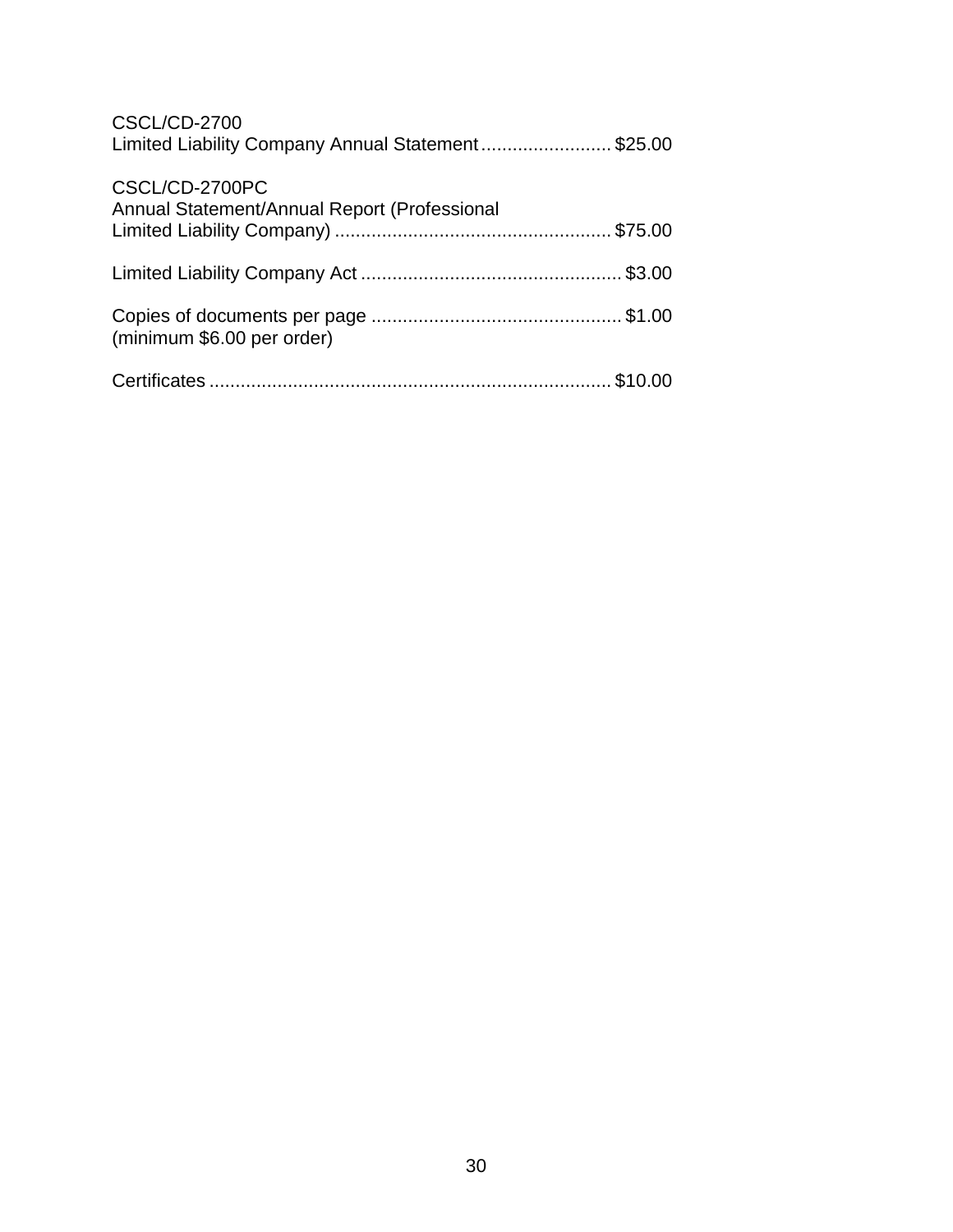CSCL/CD-2700
Limited Liability Company Annual Statement ......................... $25.00

CSCL/CD-2700PC
Annual Statement/Annual Report (Professional
Limited Liability Company) .................................................... $75.00

Limited Liability Company Act ................................................. $3.00

Copies of documents per page ............................................... $1.00
(minimum $6.00 per order)

Certificates ............................................................................ $10.00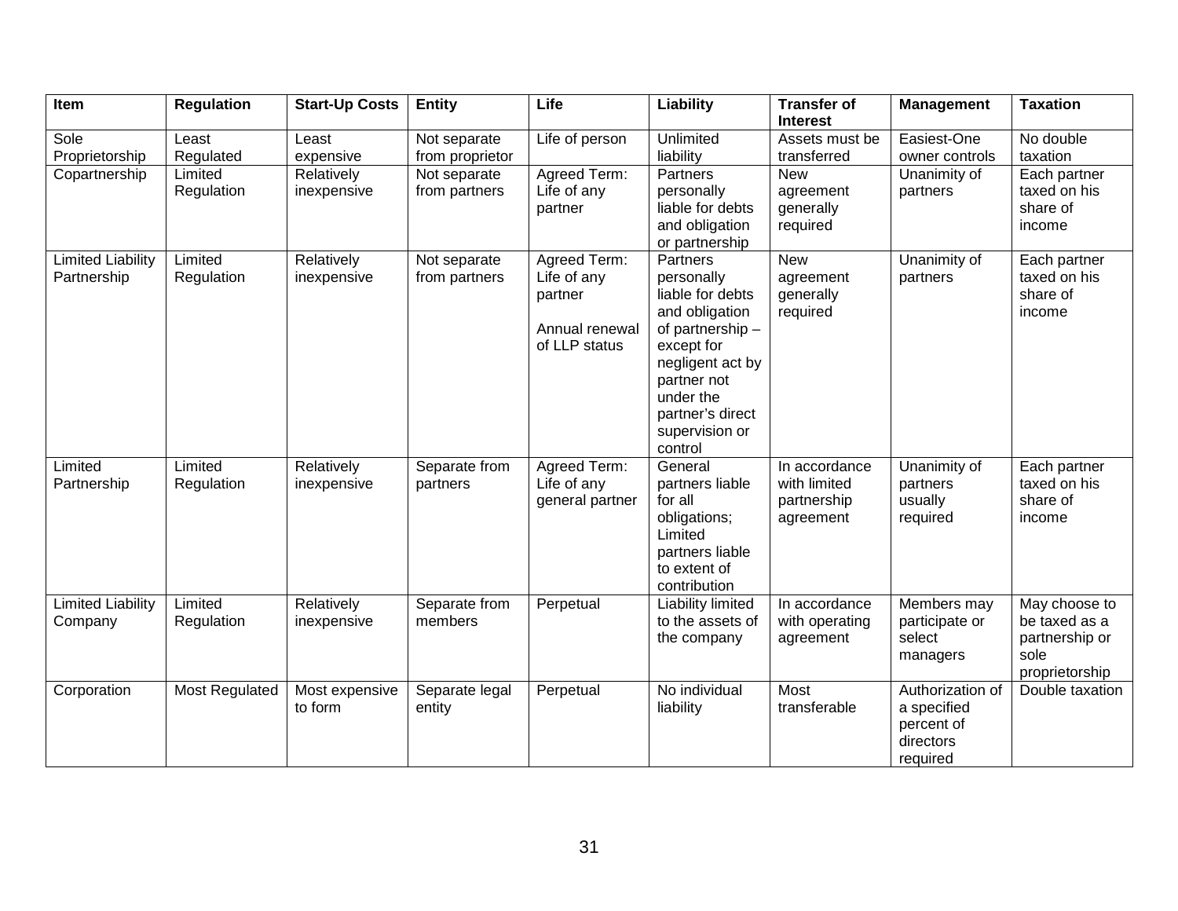| Item | Regulation | Start-Up Costs | Entity | Life | Liability | Transfer of Interest | Management | Taxation |
|---|---|---|---|---|---|---|---|---|
| Sole Proprietorship | Least Regulated | Least expensive | Not separate from proprietor | Life of person | Unlimited liability | Assets must be transferred | Easiest-One owner controls | No double taxation |
| Copartnership | Limited Regulation | Relatively inexpensive | Not separate from partners | Agreed Term: Life of any partner | Partners personally liable for debts and obligation or partnership | New agreement generally required | Unanimity of partners | Each partner taxed on his share of income |
| Limited Liability Partnership | Limited Regulation | Relatively inexpensive | Not separate from partners | Agreed Term: Life of any partner<br><br>Annual renewal of LLP status | Partners personally liable for debts and obligation of partnership – except for negligent act by partner not under the partner's direct supervision or control | New agreement generally required | Unanimity of partners | Each partner taxed on his share of income |
| Limited Partnership | Limited Regulation | Relatively inexpensive | Separate from partners | Agreed Term: Life of any general partner | General partners liable for all obligations; Limited partners liable to extent of contribution | In accordance with limited partnership agreement | Unanimity of partners usually required | Each partner taxed on his share of income |
| Limited Liability Company | Limited Regulation | Relatively inexpensive | Separate from members | Perpetual | Liability limited to the assets of the company | In accordance with operating agreement | Members may participate or select managers | May choose to be taxed as a partnership or sole proprietorship |
| Corporation | Most Regulated | Most expensive to form | Separate legal entity | Perpetual | No individual liability | Most transferable | Authorization of a specified percent of directors required | Double taxation |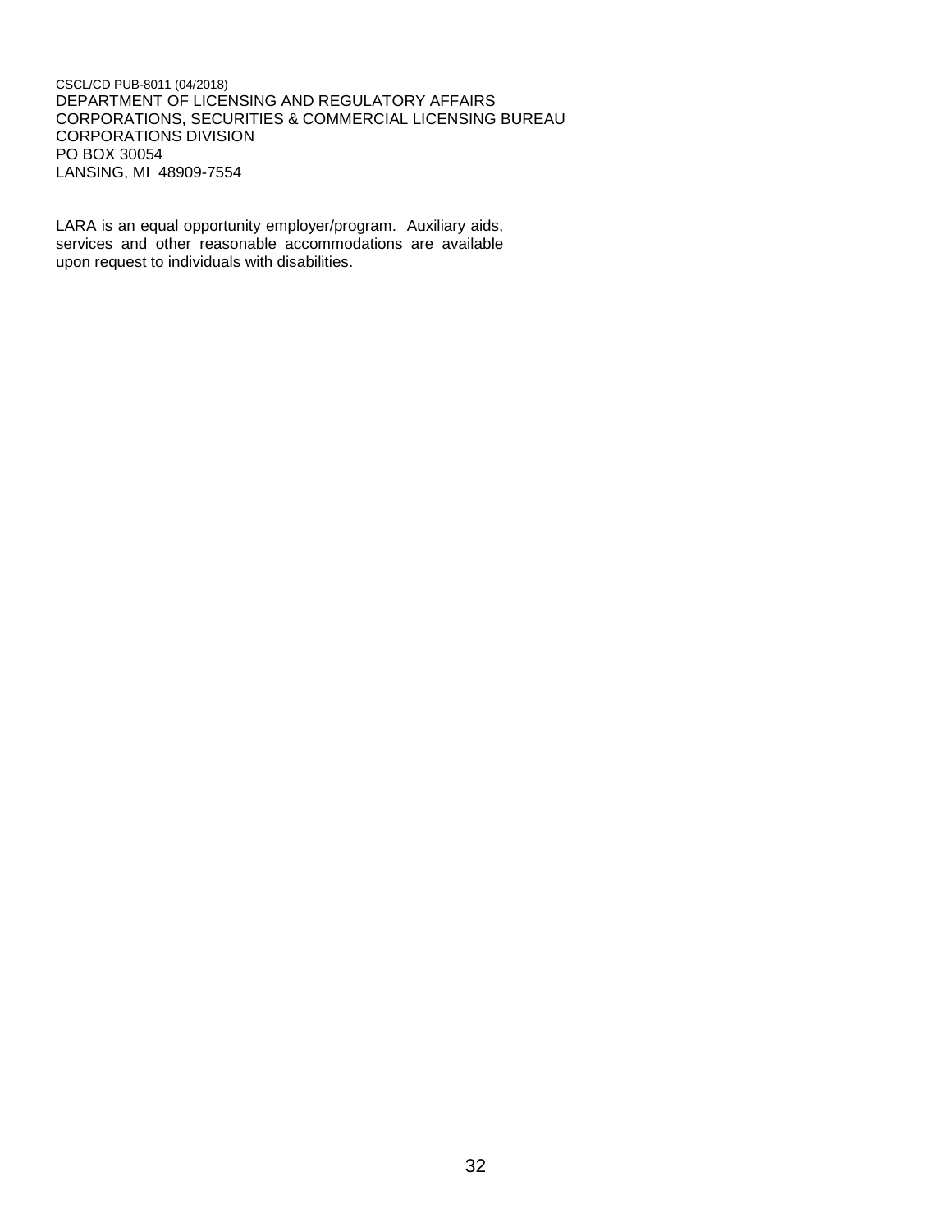CSCL/CD PUB-8011 (04/2018)
DEPARTMENT OF LICENSING AND REGULATORY AFFAIRS
CORPORATIONS, SECURITIES & COMMERCIAL LICENSING BUREAU
CORPORATIONS DIVISION
PO BOX 30054
LANSING, MI 48909-7554

LARA is an equal opportunity employer/program. Auxiliary aids, services and other reasonable accommodations are available upon request to individuals with disabilities.